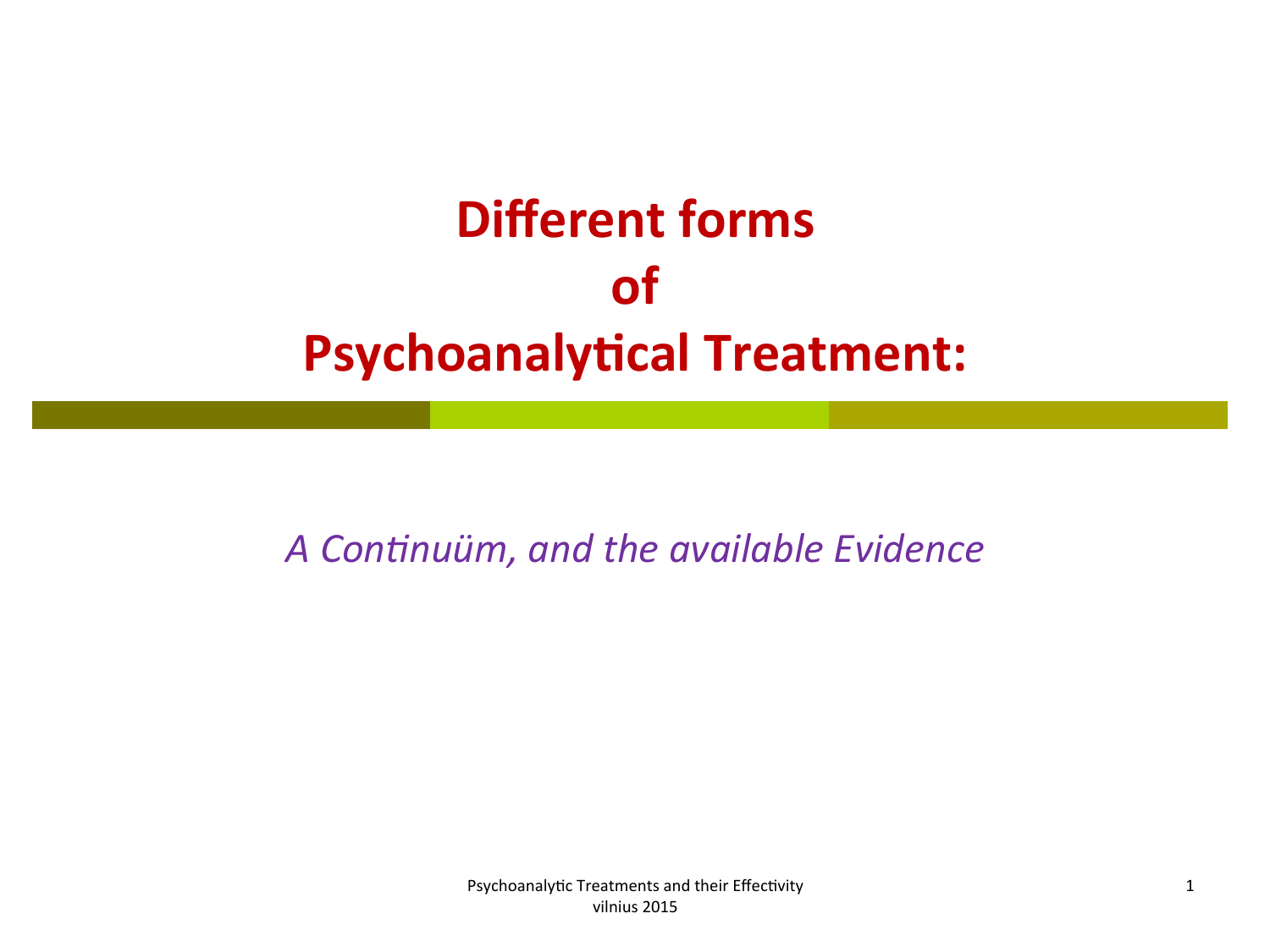# Different forms of Psychoanalytical Treatment:

*A Continuüm, and the available Evidence*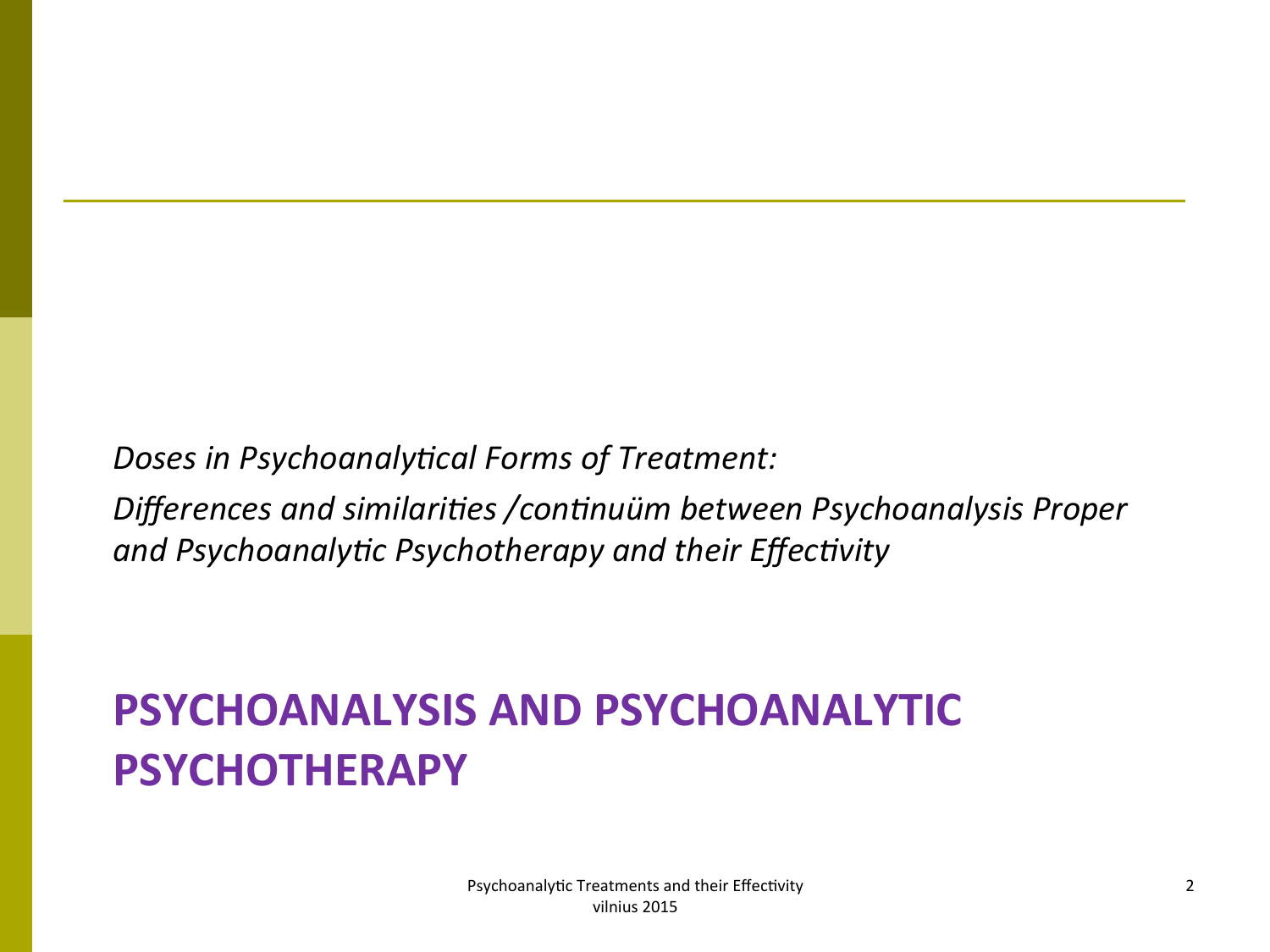*Doses in Psychoanalytical Forms of Treatment:*

*Differences and similarities /continuüm between Psychoanalysis Proper and Psychoanalytic Psychotherapy and their Effectivity*

# PSYCHOANALYSIS AND PSYCHOANALYTIC PSYCHOTHERAPY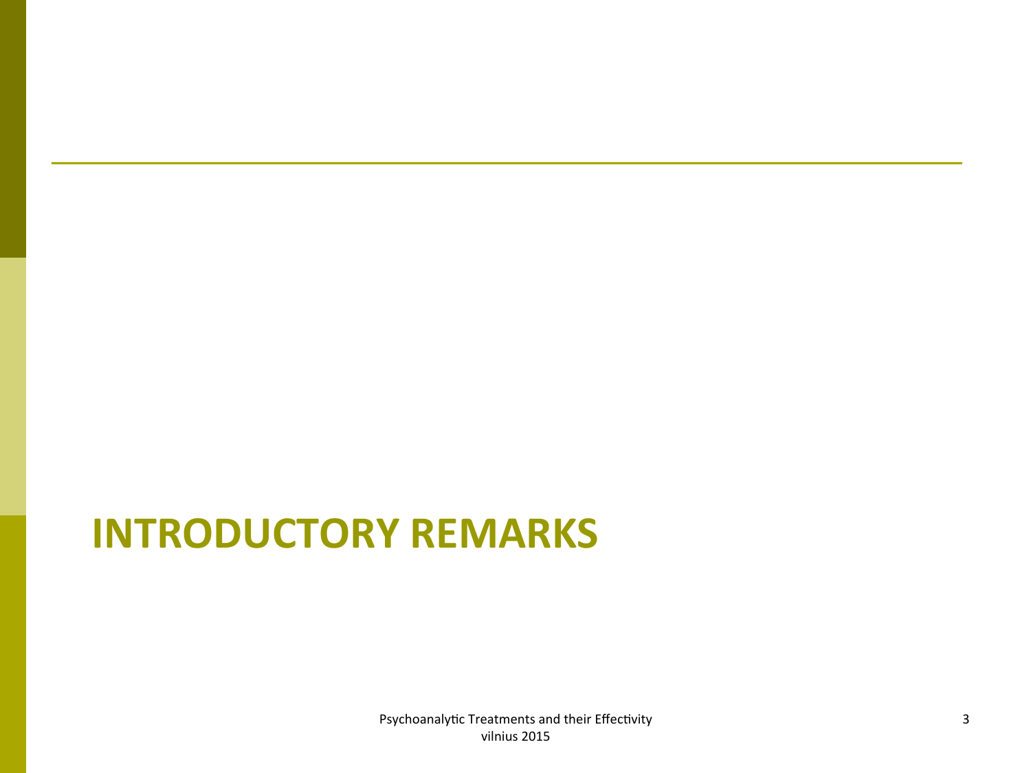# INTRODUCTORY REMARKS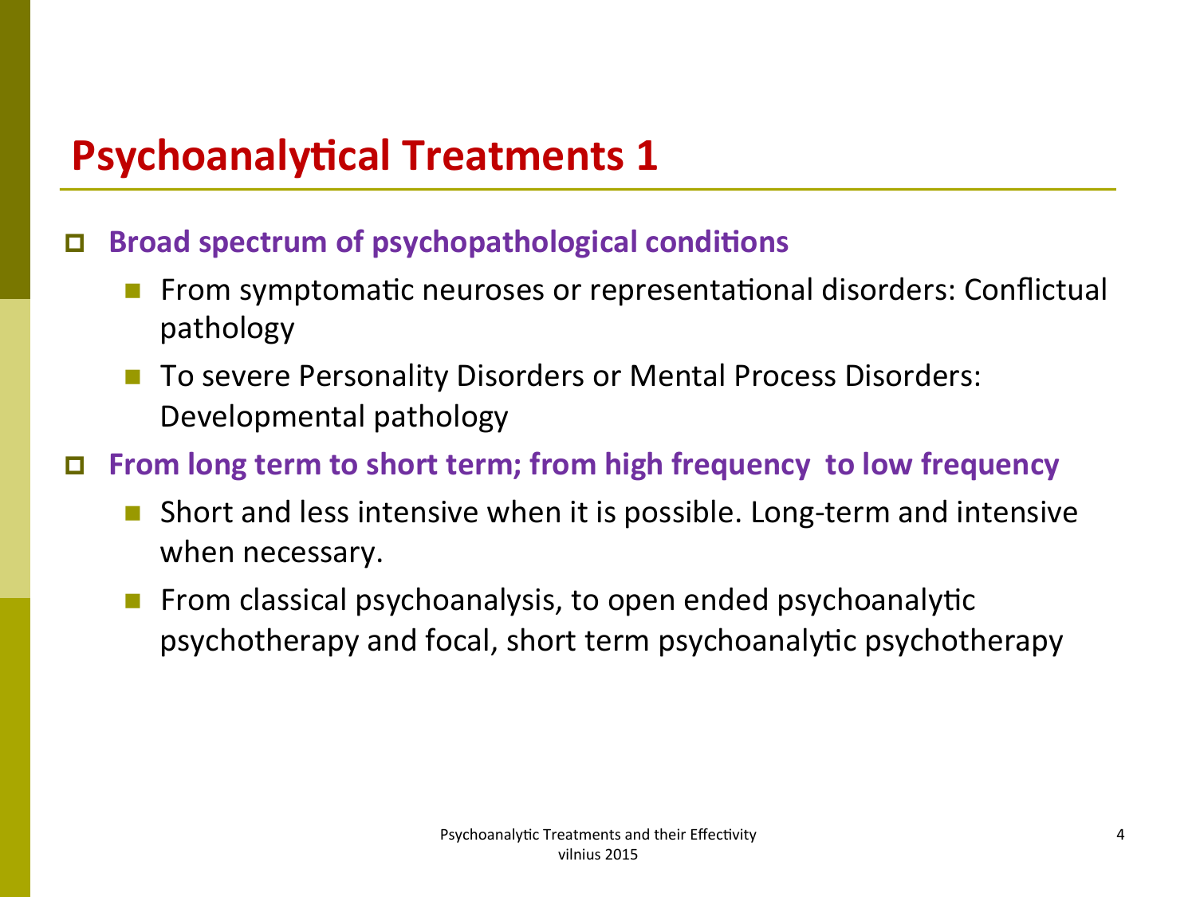# Psychoanalytical Treatments 1

- **Broad spectrum of psychopathological conditions**
  - From symptomatic neuroses or representational disorders: Conflictual pathology
  - To severe Personality Disorders or Mental Process Disorders: Developmental pathology
- **From long term to short term; from high frequency to low frequency**
  - Short and less intensive when it is possible. Long-term and intensive when necessary.
  - From classical psychoanalysis, to open ended psychoanalytic psychotherapy and focal, short term psychoanalytic psychotherapy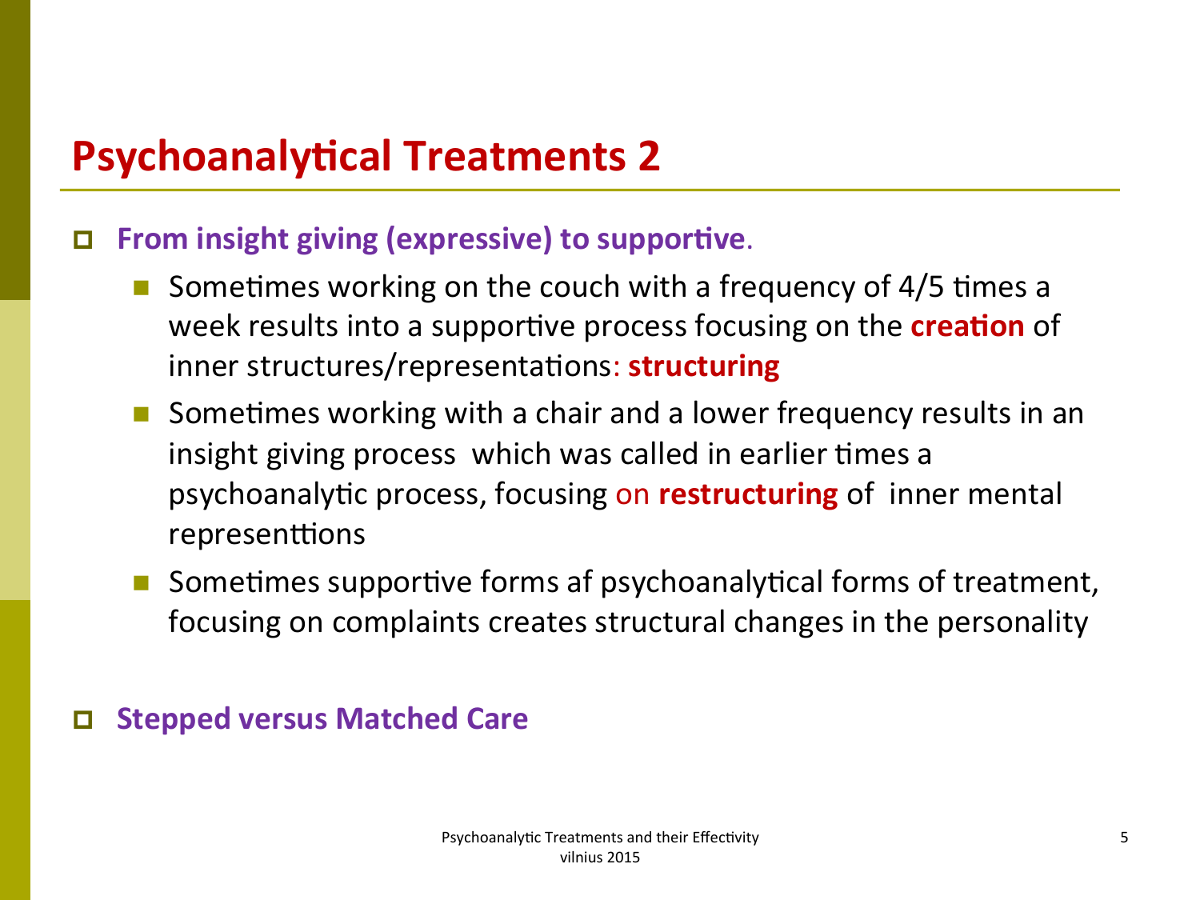# Psychoanalytical Treatments 2

- **From insight giving (expressive) to supportive**.
  - Sometimes working on the couch with a frequency of 4/5 times a week results into a supportive process focusing on the **creation** of inner structures/representations: **structuring**
  - Sometimes working with a chair and a lower frequency results in an insight giving process which was called in earlier times a psychoanalytic process, focusing on **restructuring** of inner mental representtions
  - Sometimes supportive forms af psychoanalytical forms of treatment, focusing on complaints creates structural changes in the personality

- **Stepped versus Matched Care**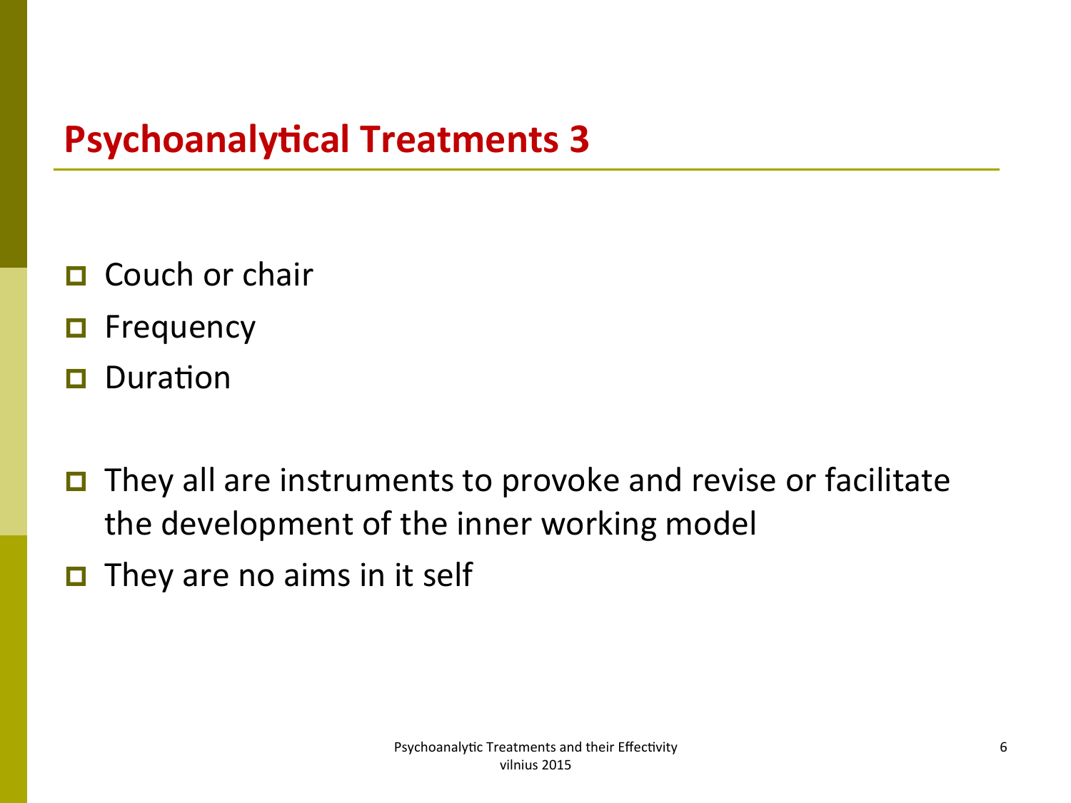## Psychoanalytical Treatments 3

- Couch or chair
- Frequency
- Duration

- They all are instruments to provoke and revise or facilitate the development of the inner working model
- They are no aims in it self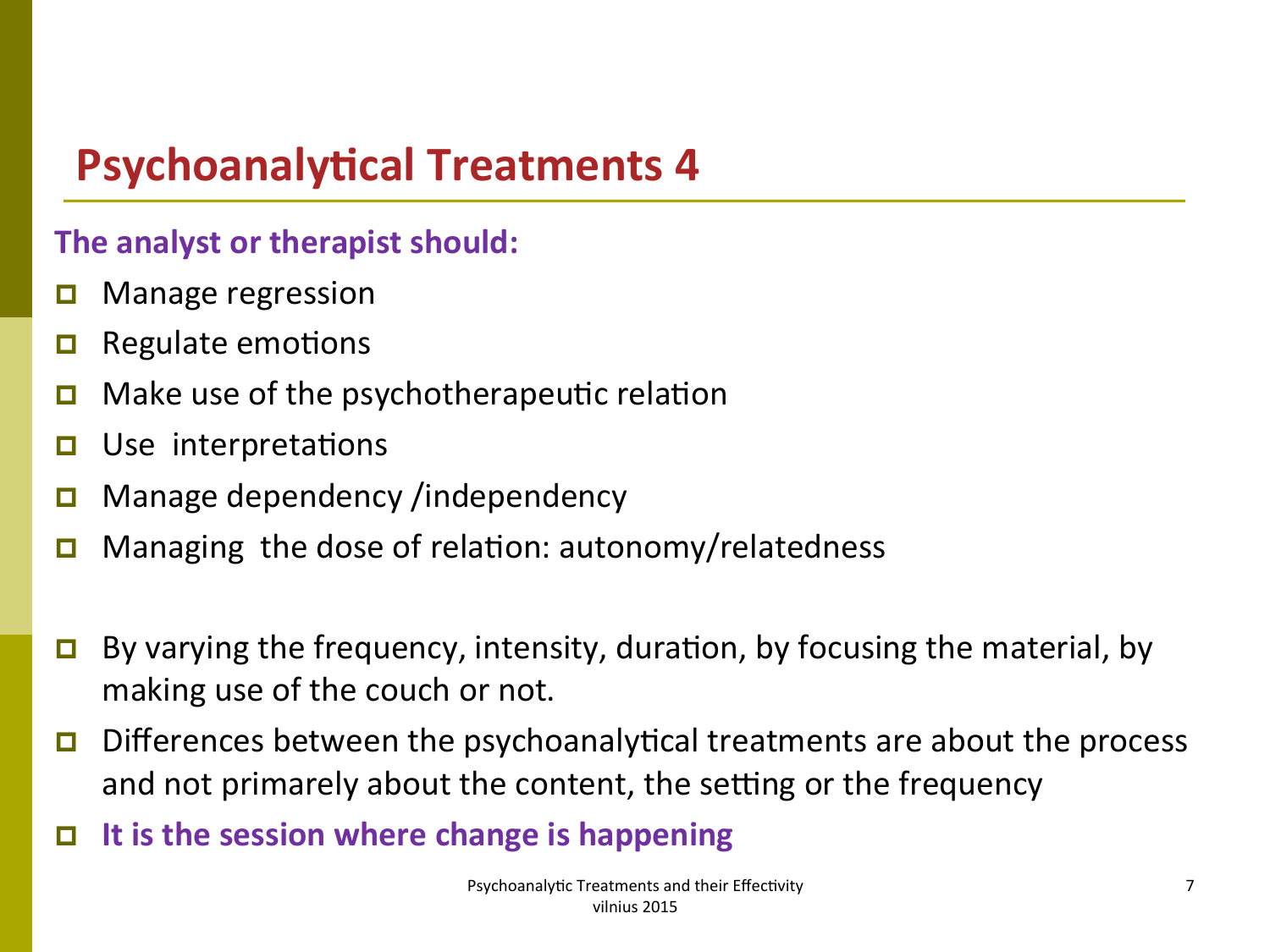# Psychoanalytical Treatments 4

**The analyst or therapist should:**

- Manage regression
- Regulate emotions
- Make use of the psychotherapeutic relation
- Use interpretations
- Manage dependency /independency
- Managing the dose of relation: autonomy/relatedness

- By varying the frequency, intensity, duration, by focusing the material, by making use of the couch or not.
- Differences between the psychoanalytical treatments are about the process and not primarely about the content, the setting or the frequency
- **It is the session where change is happening**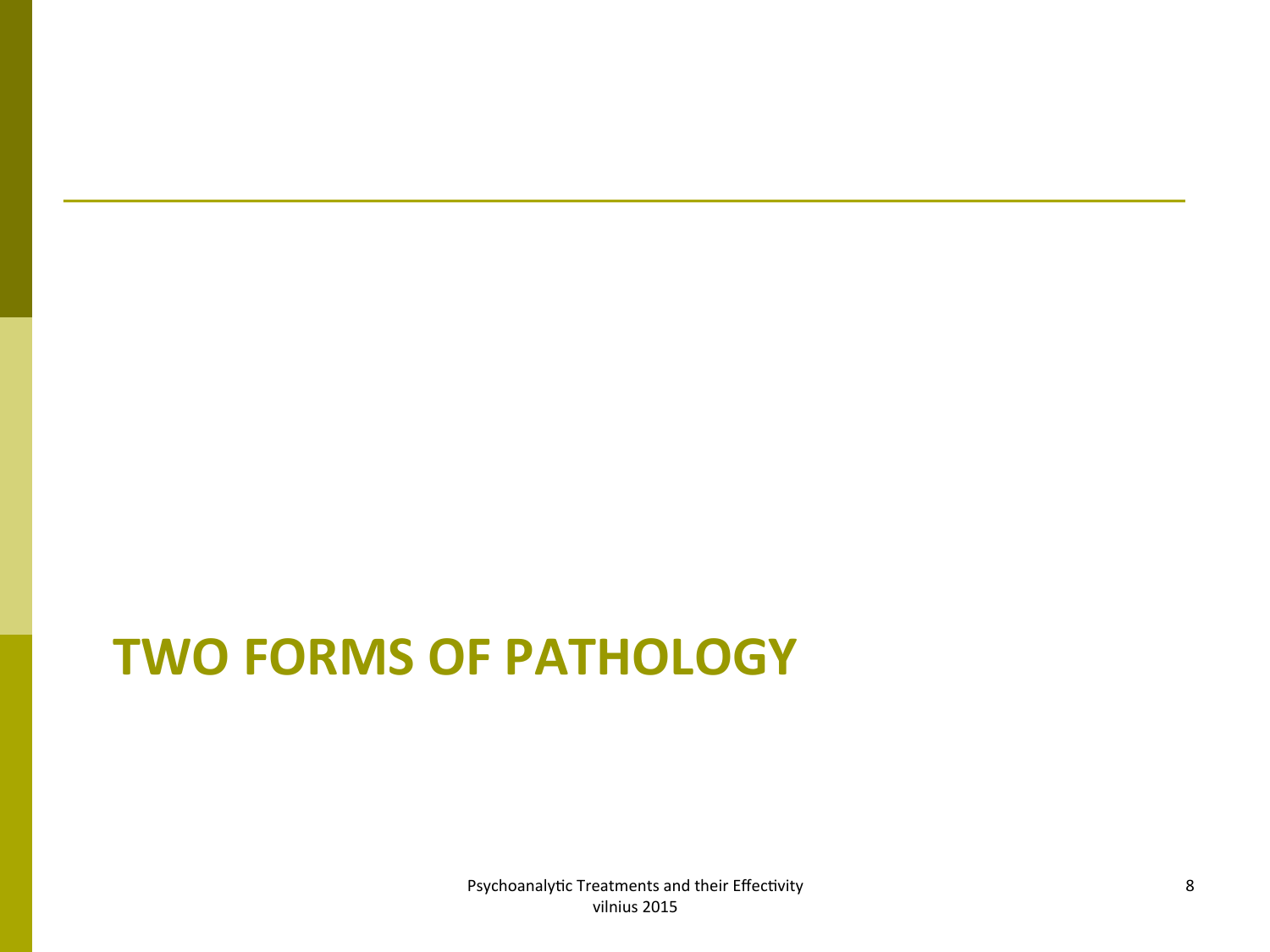# TWO FORMS OF PATHOLOGY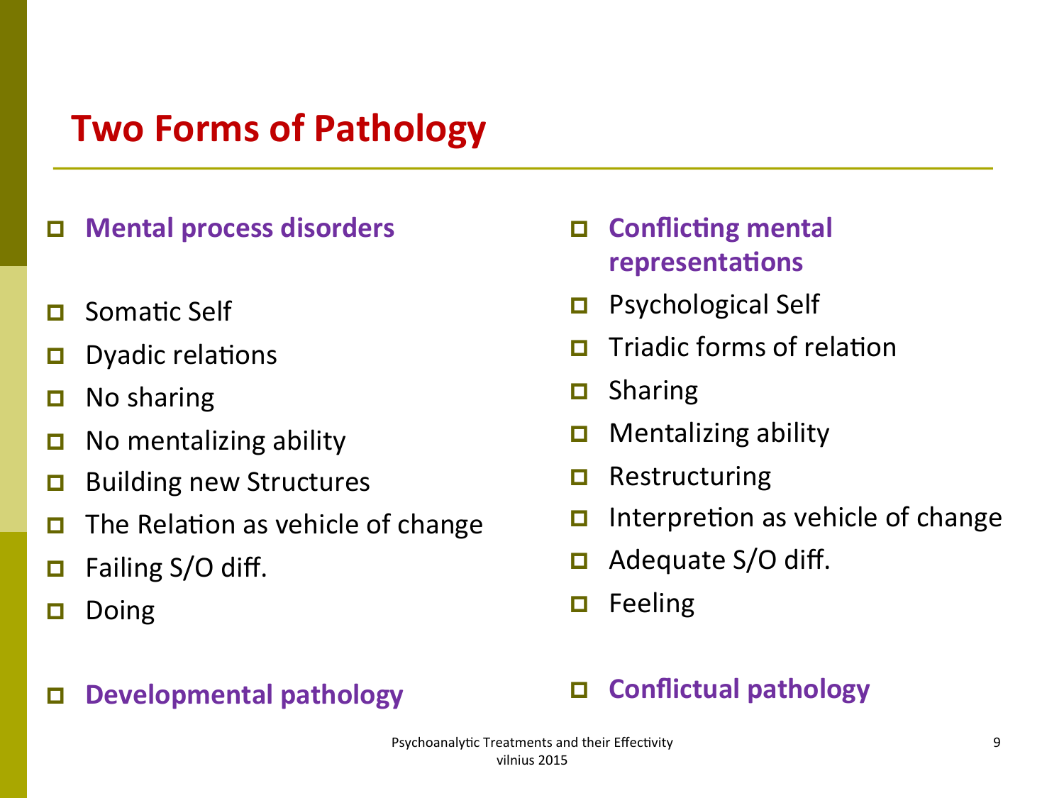# Two Forms of Pathology

- **Mental process disorders**
- Somatic Self
- Dyadic relations
- No sharing
- No mentalizing ability
- Building new Structures
- The Relation as vehicle of change
- Failing S/O diff.
- Doing
- **Developmental pathology**

- **Conflicting mental representations**
- Psychological Self
- Triadic forms of relation
- Sharing
- Mentalizing ability
- Restructuring
- Interpretion as vehicle of change
- Adequate S/O diff.
- Feeling
- **Conflictual pathology**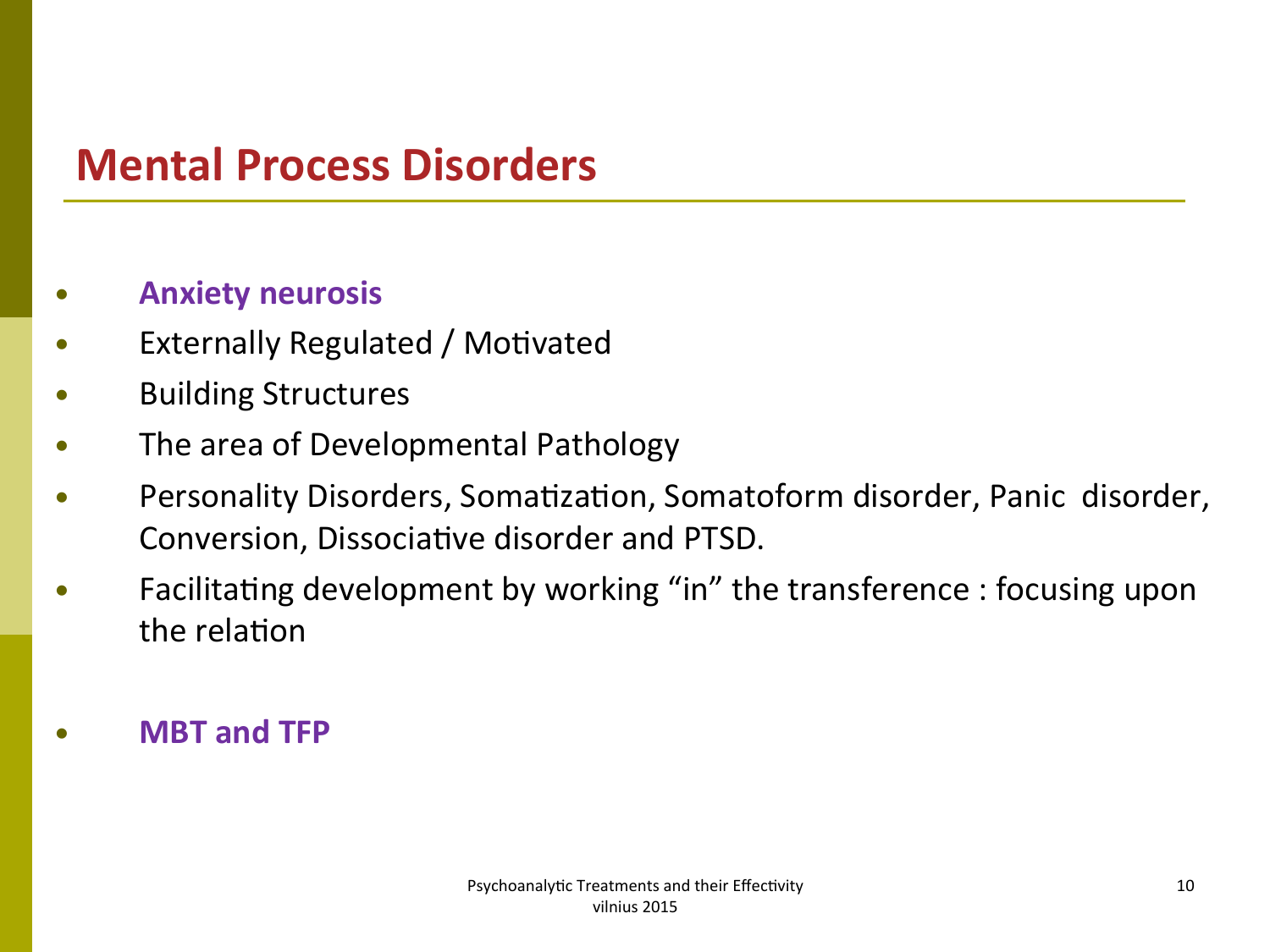# Mental Process Disorders

- **Anxiety neurosis**
- Externally Regulated / Motivated
- Building Structures
- The area of Developmental Pathology
- Personality Disorders, Somatization, Somatoform disorder, Panic disorder, Conversion, Dissociative disorder and PTSD.
- Facilitating development by working "in" the transference : focusing upon the relation
- **MBT and TFP**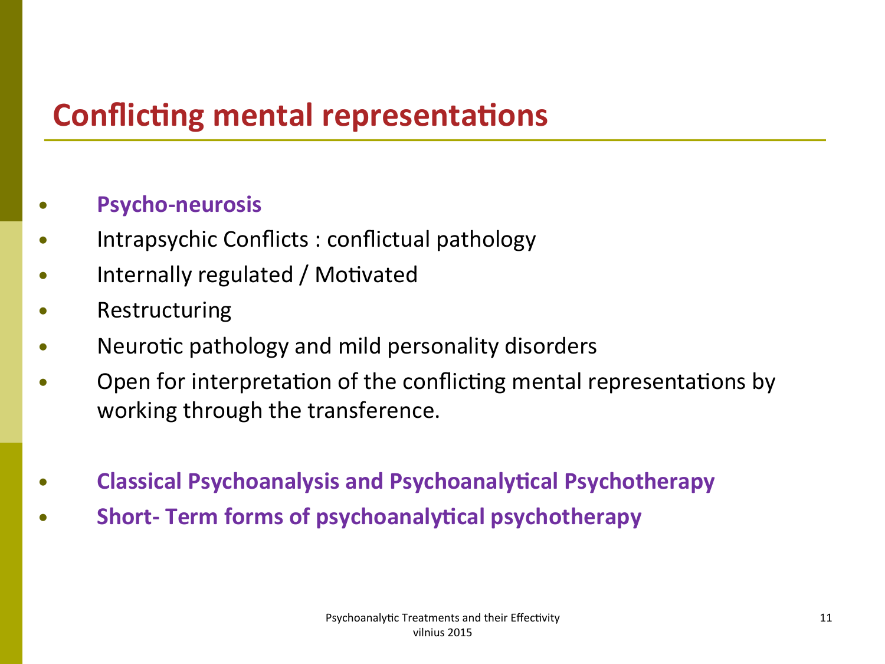# Conflicting mental representations

- **Psycho-neurosis**
- Intrapsychic Conflicts : conflictual pathology
- Internally regulated / Motivated
- Restructuring
- Neurotic pathology and mild personality disorders
- Open for interpretation of the conflicting mental representations by working through the transference.

- **Classical Psychoanalysis and Psychoanalytical Psychotherapy**
- **Short- Term forms of psychoanalytical psychotherapy**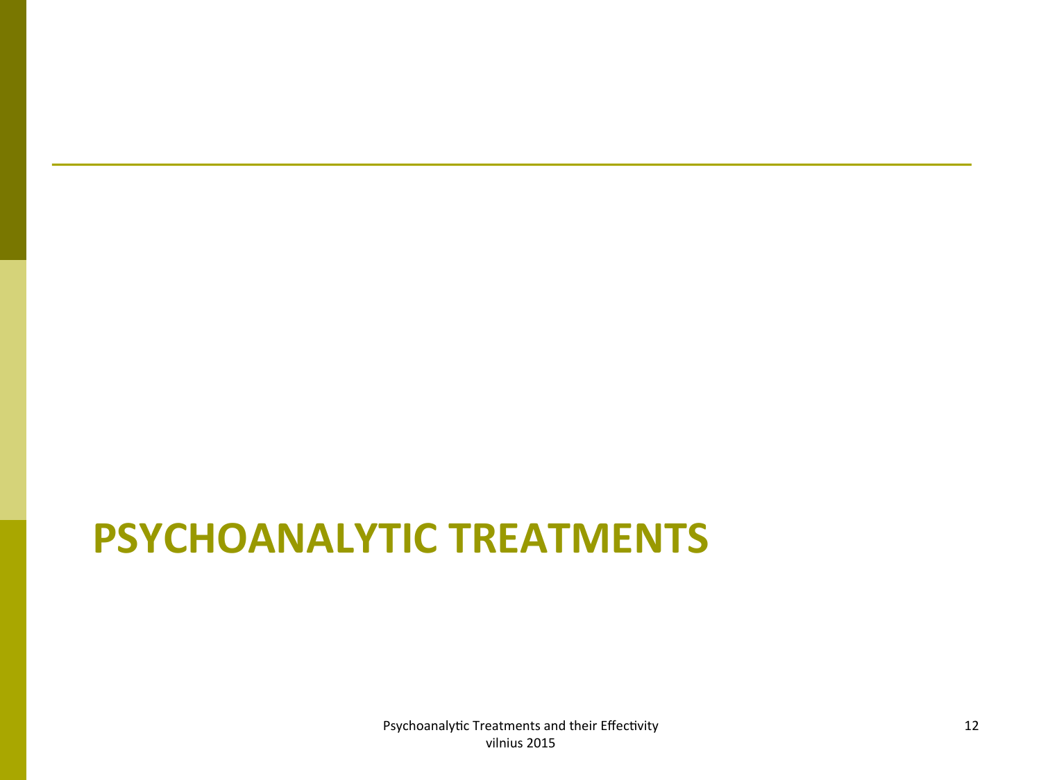# PSYCHOANALYTIC TREATMENTS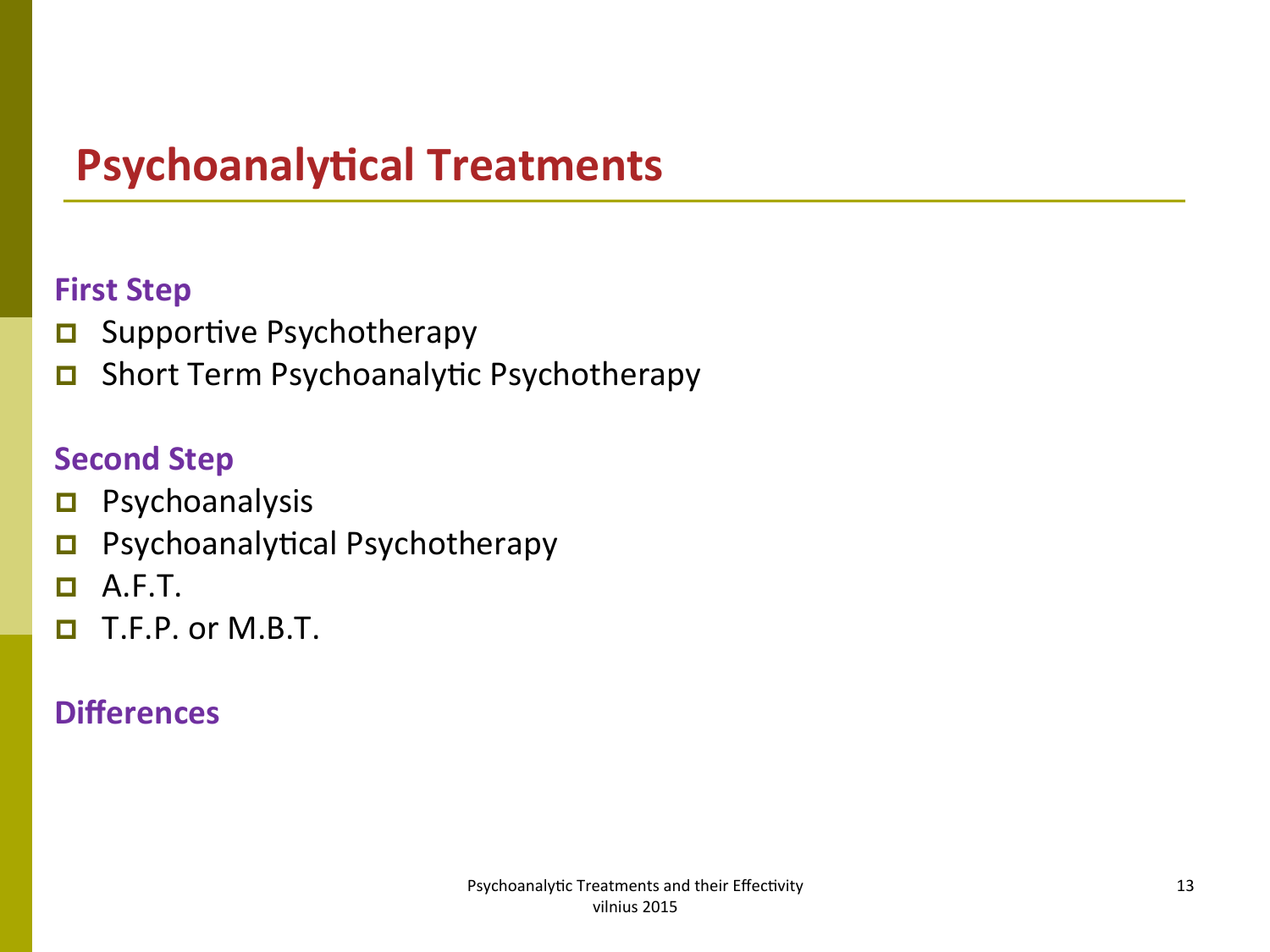# Psychoanalytical Treatments

### First Step

- Supportive Psychotherapy
- Short Term Psychoanalytic Psychotherapy

### Second Step

- Psychoanalysis
- Psychoanalytical Psychotherapy
- A.F.T.
- T.F.P. or M.B.T.

### Differences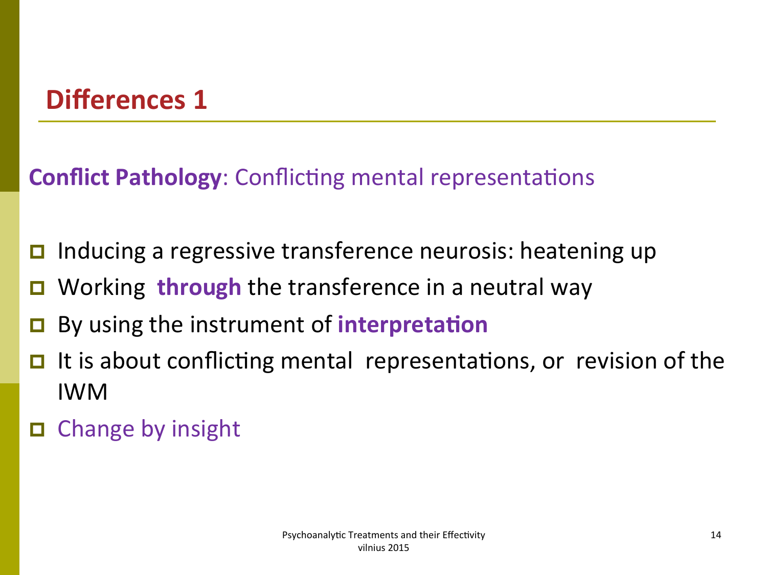## Differences 1

**Conflict Pathology**: Conflicting mental representations

- Inducing a regressive transference neurosis: heatening up
- Working **through** the transference in a neutral way
- By using the instrument of **interpretation**
- It is about conflicting mental representations, or revision of the IWM
- Change by insight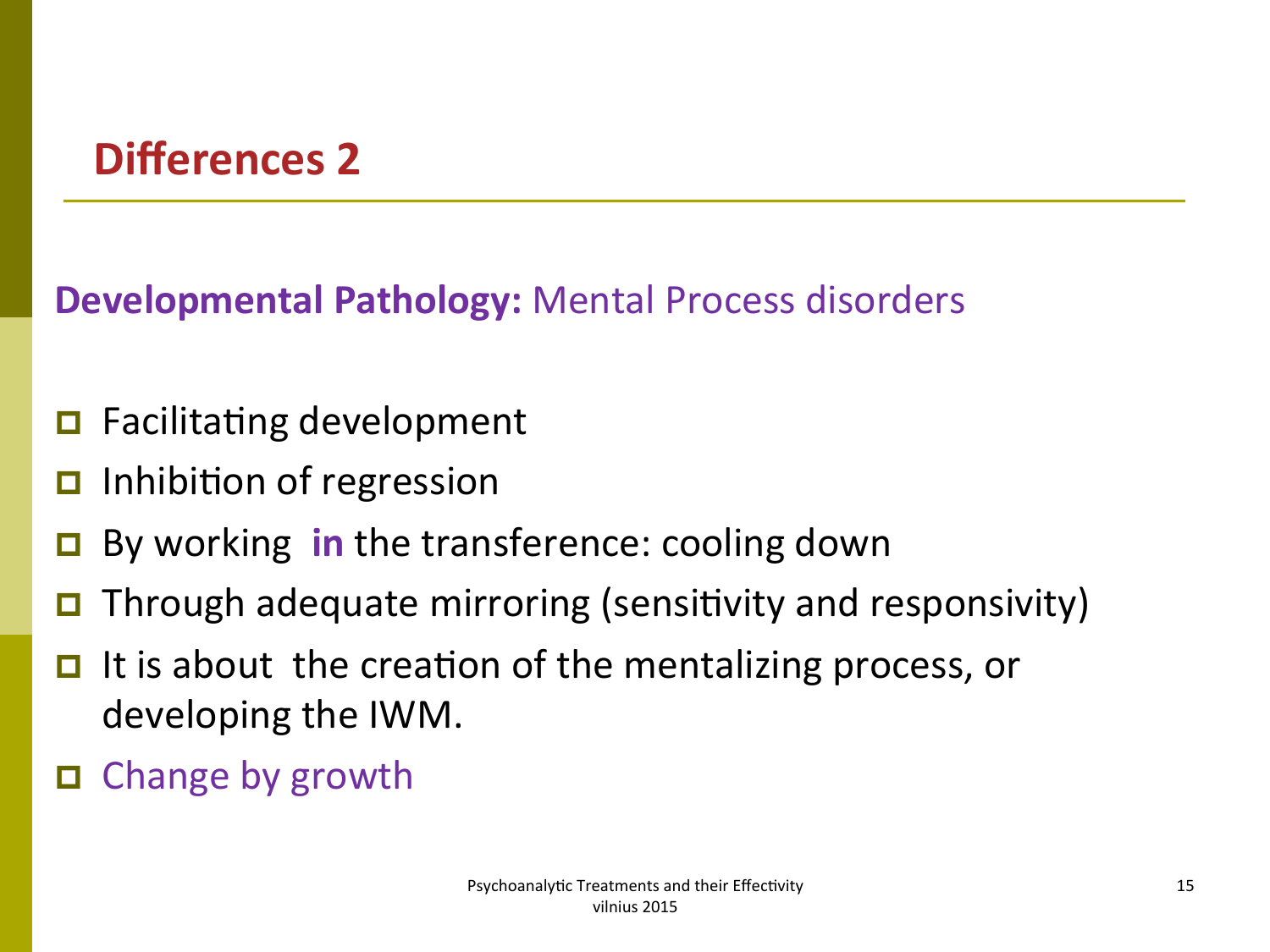## Differences 2

**Developmental Pathology:** Mental Process disorders

- Facilitating development
- Inhibition of regression
- By working **in** the transference: cooling down
- Through adequate mirroring (sensitivity and responsivity)
- It is about the creation of the mentalizing process, or developing the IWM.
- Change by growth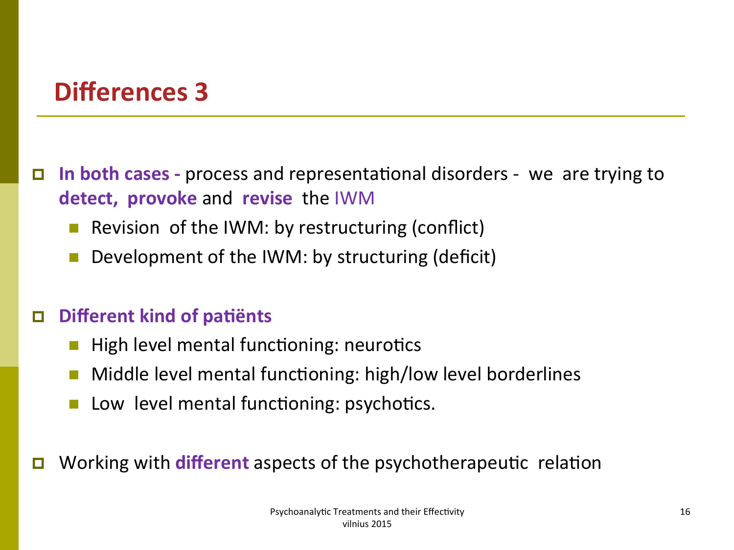## Differences 3

- **In both cases -** process and representational disorders - we are trying to **detect, provoke** and **revise** the IWM
  - Revision of the IWM: by restructuring (conflict)
  - Development of the IWM: by structuring (deficit)

- **Different kind of patiënts**
  - High level mental functioning: neurotics
  - Middle level mental functioning: high/low level borderlines
  - Low level mental functioning: psychotics.

- Working with **different** aspects of the psychotherapeutic relation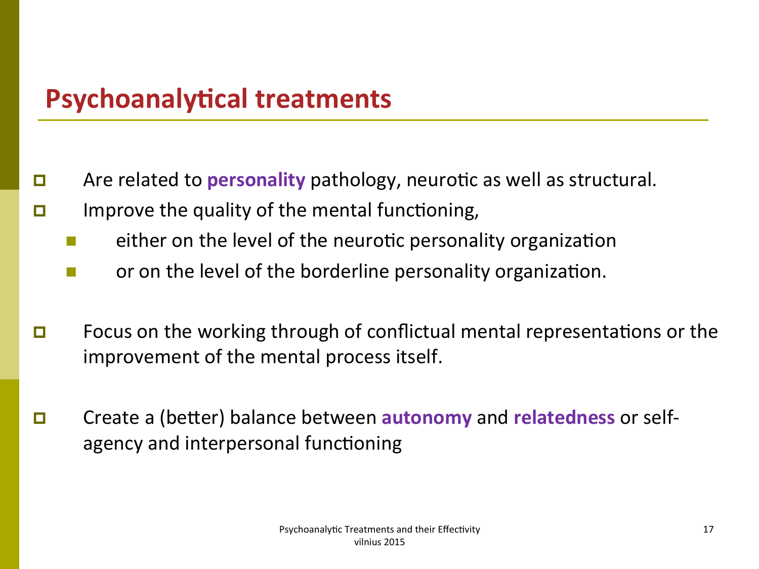## Psychoanalytical treatments

- Are related to **personality** pathology, neurotic as well as structural.
- Improve the quality of the mental functioning,
  - either on the level of the neurotic personality organization
  - or on the level of the borderline personality organization.
- Focus on the working through of conflictual mental representations or the improvement of the mental process itself.
- Create a (better) balance between **autonomy** and **relatedness** or self-agency and interpersonal functioning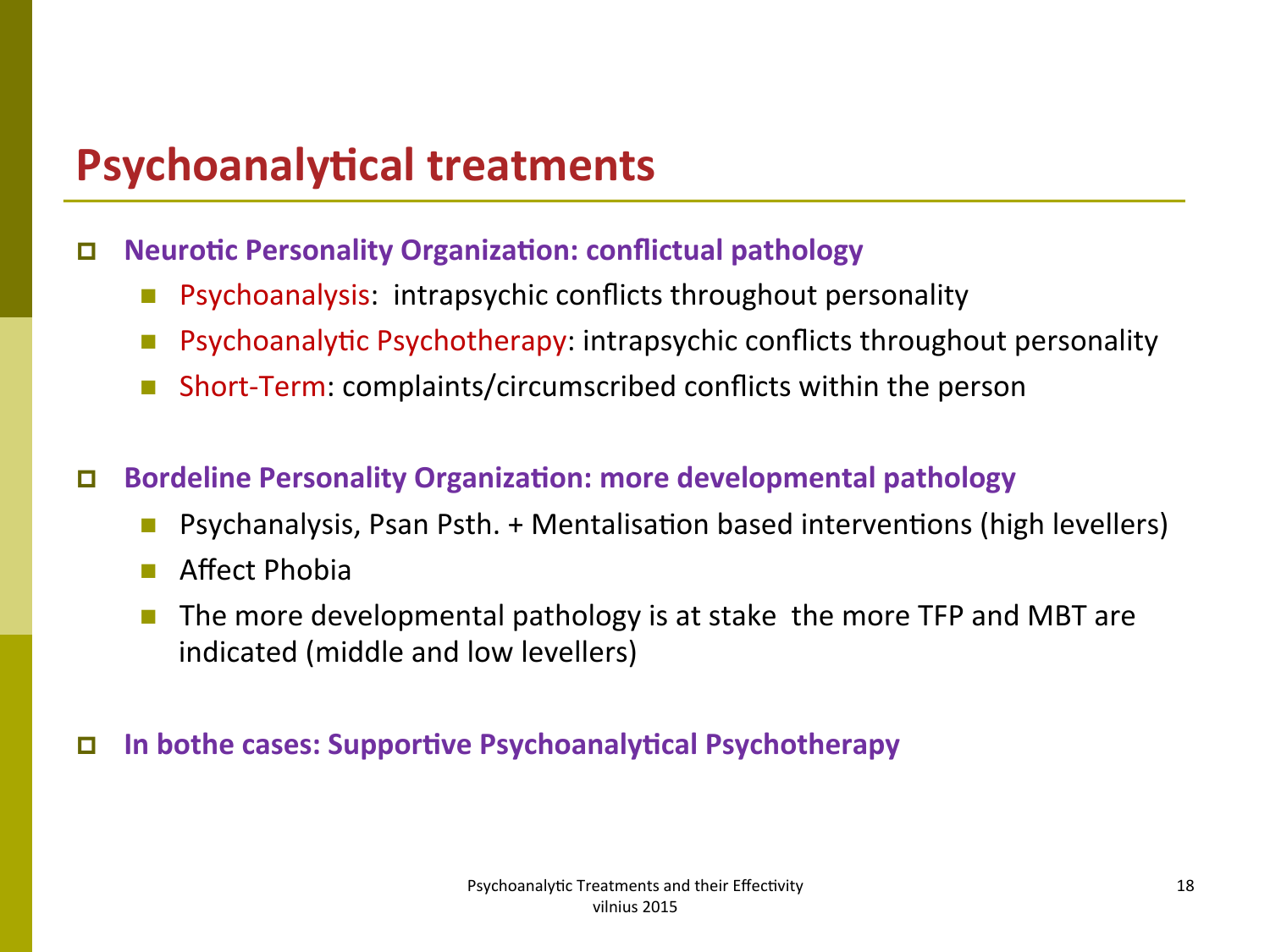# Psychoanalytical treatments

- **Neurotic Personality Organization: conflictual pathology**
  - Psychoanalysis:  intrapsychic conflicts throughout personality
  - Psychoanalytic Psychotherapy: intrapsychic conflicts throughout personality
  - Short-Term: complaints/circumscribed conflicts within the person

- **Borderline Personality Organization: more developmental pathology**
  - Psychanalysis, Psan Psth. + Mentalisation based interventions (high levellers)
  - Affect Phobia
  - The more developmental pathology is at stake  the more TFP and MBT are indicated (middle and low levellers)

- **In bothe cases: Supportive Psychoanalytical Psychotherapy**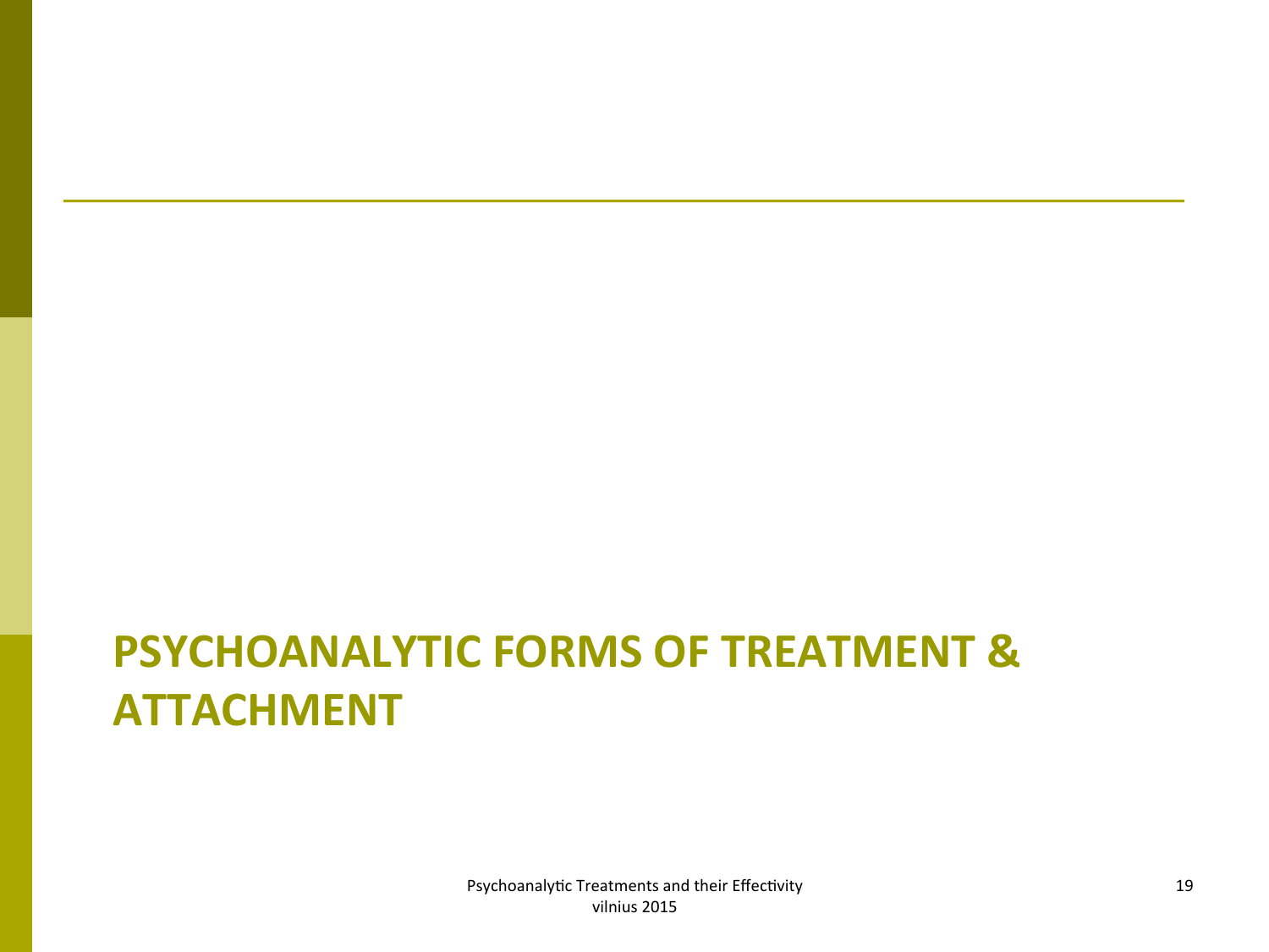# PSYCHOANALYTIC FORMS OF TREATMENT & ATTACHMENT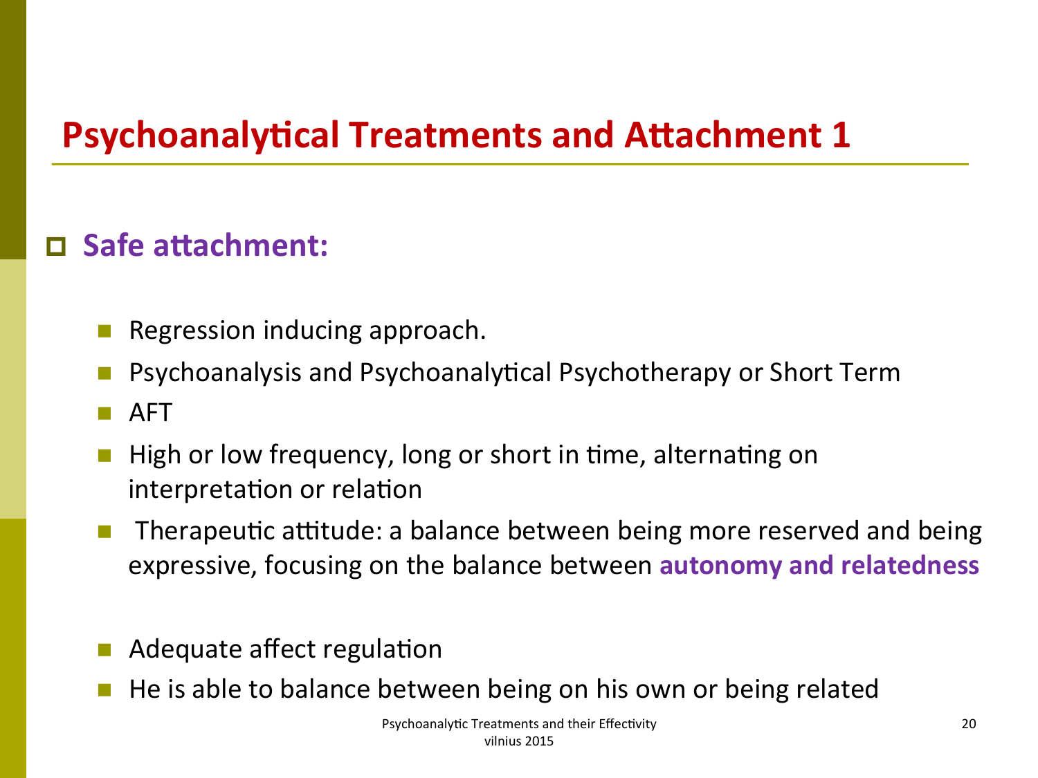# Psychoanalytical Treatments and Attachment 1

- **Safe attachment:**
  - Regression inducing approach.
  - Psychoanalysis and Psychoanalytical Psychotherapy or Short Term
  - AFT
  - High or low frequency, long or short in time, alternating on interpretation or relation
  - Therapeutic attitude: a balance between being more reserved and being expressive, focusing on the balance between **autonomy and relatedness**
  - Adequate affect regulation
  - He is able to balance between being on his own or being related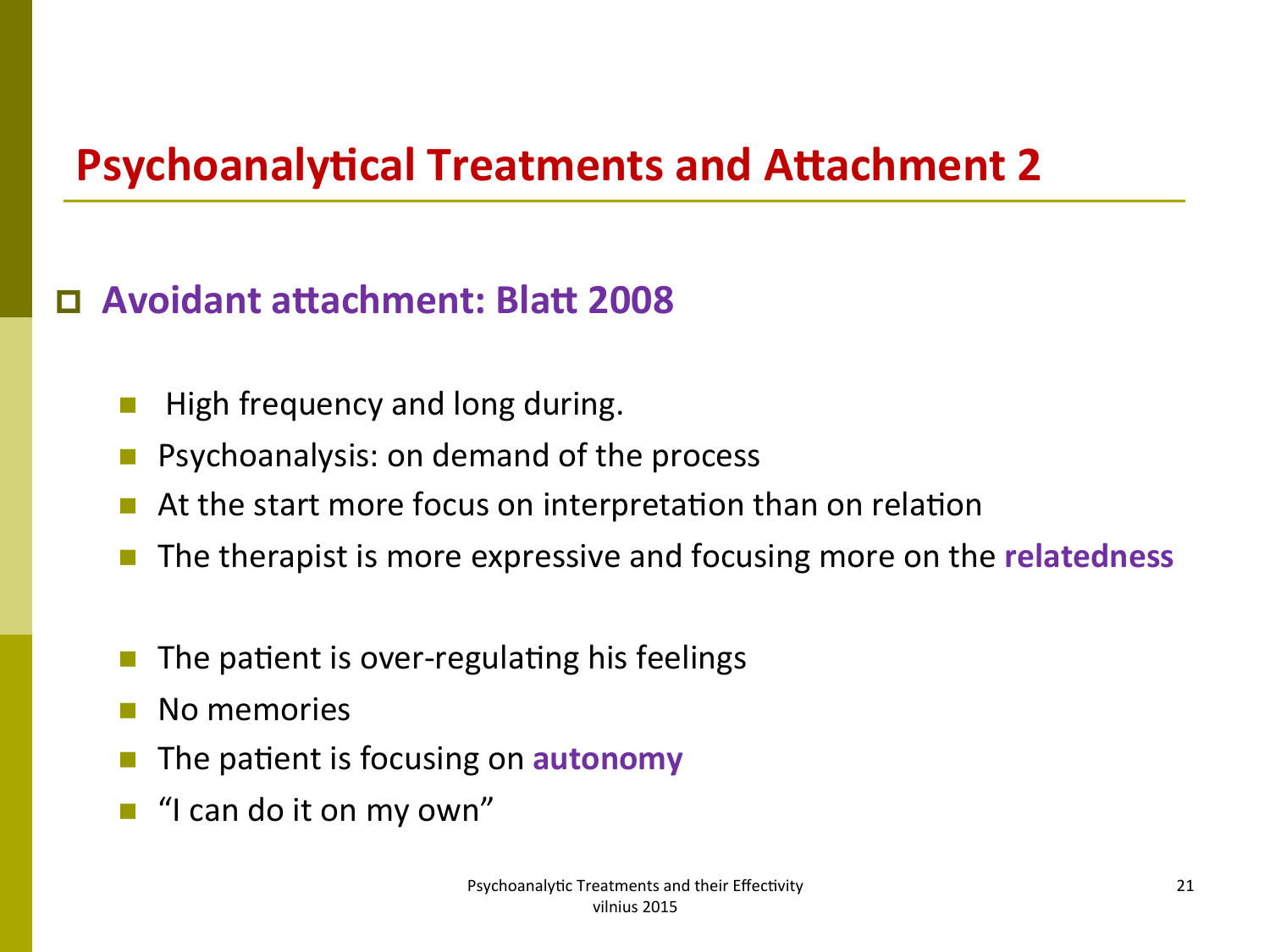# Psychoanalytical Treatments and Attachment 2

- **Avoidant attachment: Blatt 2008**

  - High frequency and long during.
  - Psychoanalysis: on demand of the process
  - At the start more focus on interpretation than on relation
  - The therapist is more expressive and focusing more on the **relatedness**

  - The patient is over-regulating his feelings
  - No memories
  - The patient is focusing on **autonomy**
  - "I can do it on my own"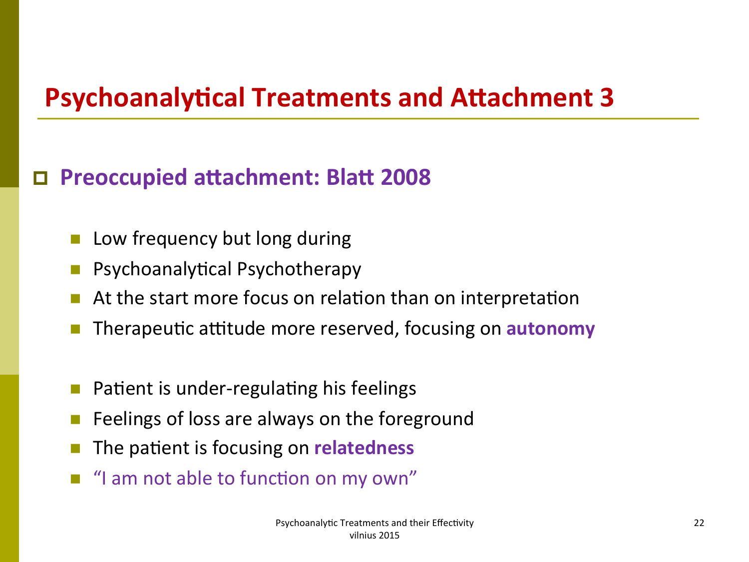# Psychoanalytical Treatments and Attachment 3

- **Preoccupied attachment: Blatt 2008**
  - Low frequency but long during
  - Psychoanalytical Psychotherapy
  - At the start more focus on relation than on interpretation
  - Therapeutic attitude more reserved, focusing on **autonomy**

  - Patient is under-regulating his feelings
  - Feelings of loss are always on the foreground
  - The patient is focusing on **relatedness**
  - "I am not able to function on my own"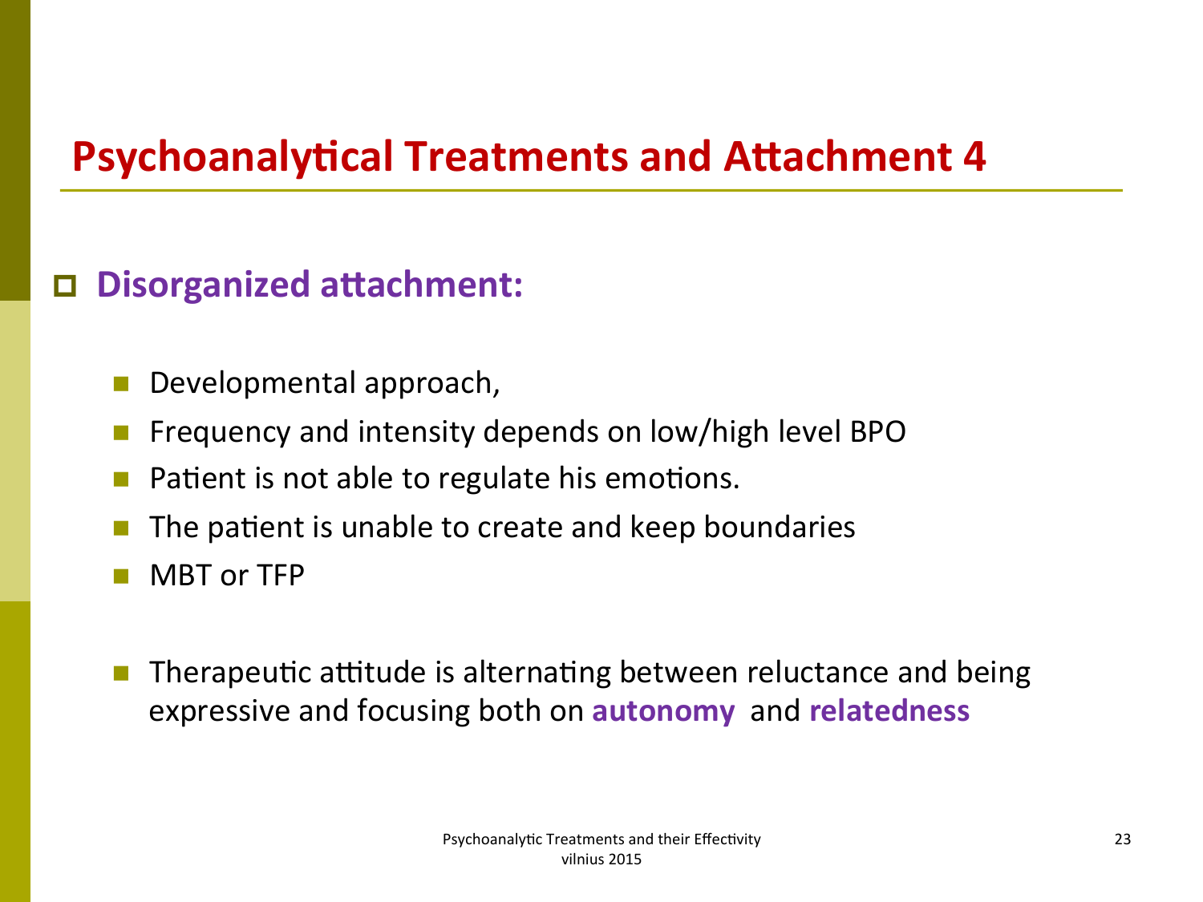# Psychoanalytical Treatments and Attachment 4

- **Disorganized attachment:**
  - Developmental approach,
  - Frequency and intensity depends on low/high level BPO
  - Patient is not able to regulate his emotions.
  - The patient is unable to create and keep boundaries
  - MBT or TFP

  - Therapeutic attitude is alternating between reluctance and being expressive and focusing both on **autonomy** and **relatedness**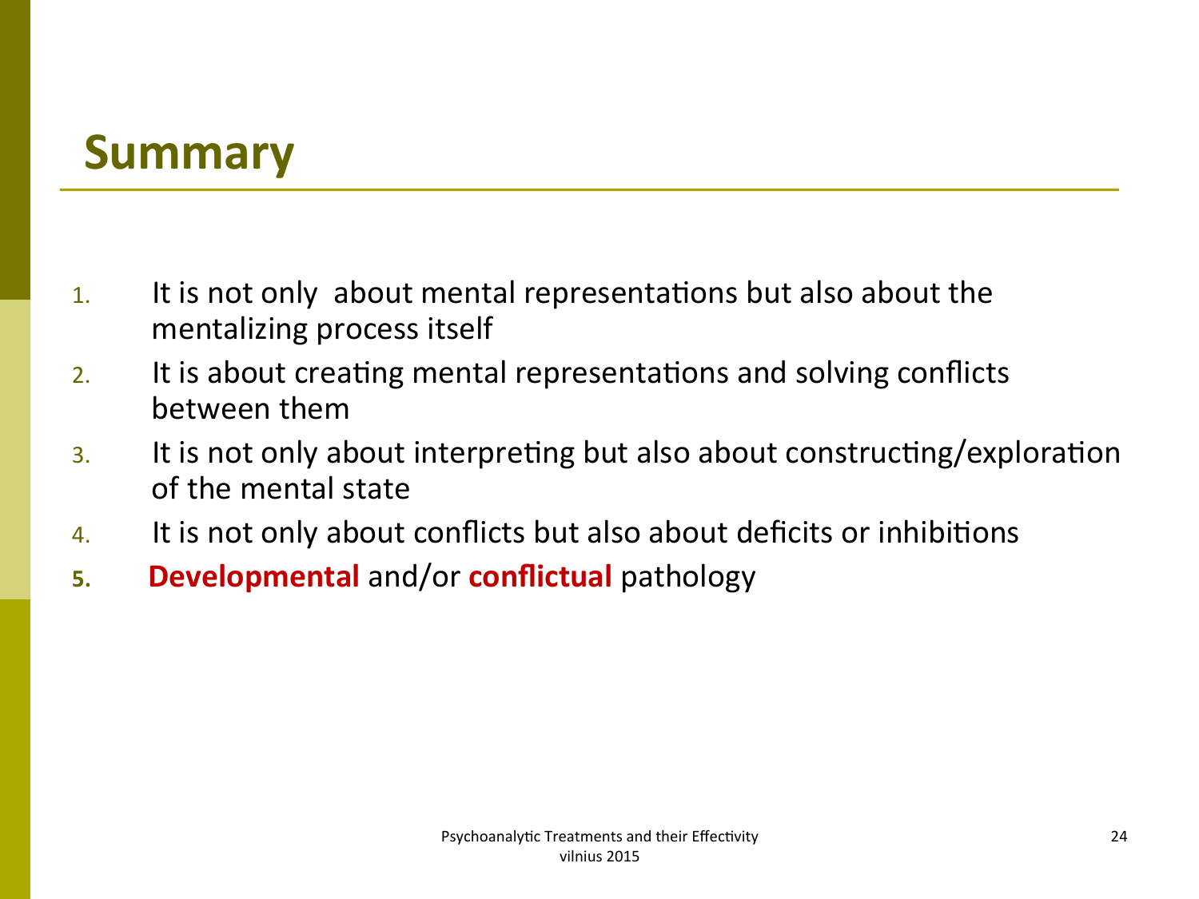# Summary

1. It is not only about mental representations but also about the mentalizing process itself
2. It is about creating mental representations and solving conflicts between them
3. It is not only about interpreting but also about constructing/exploration of the mental state
4. It is not only about conflicts but also about deficits or inhibitions
5. **Developmental** and/or **conflictual** pathology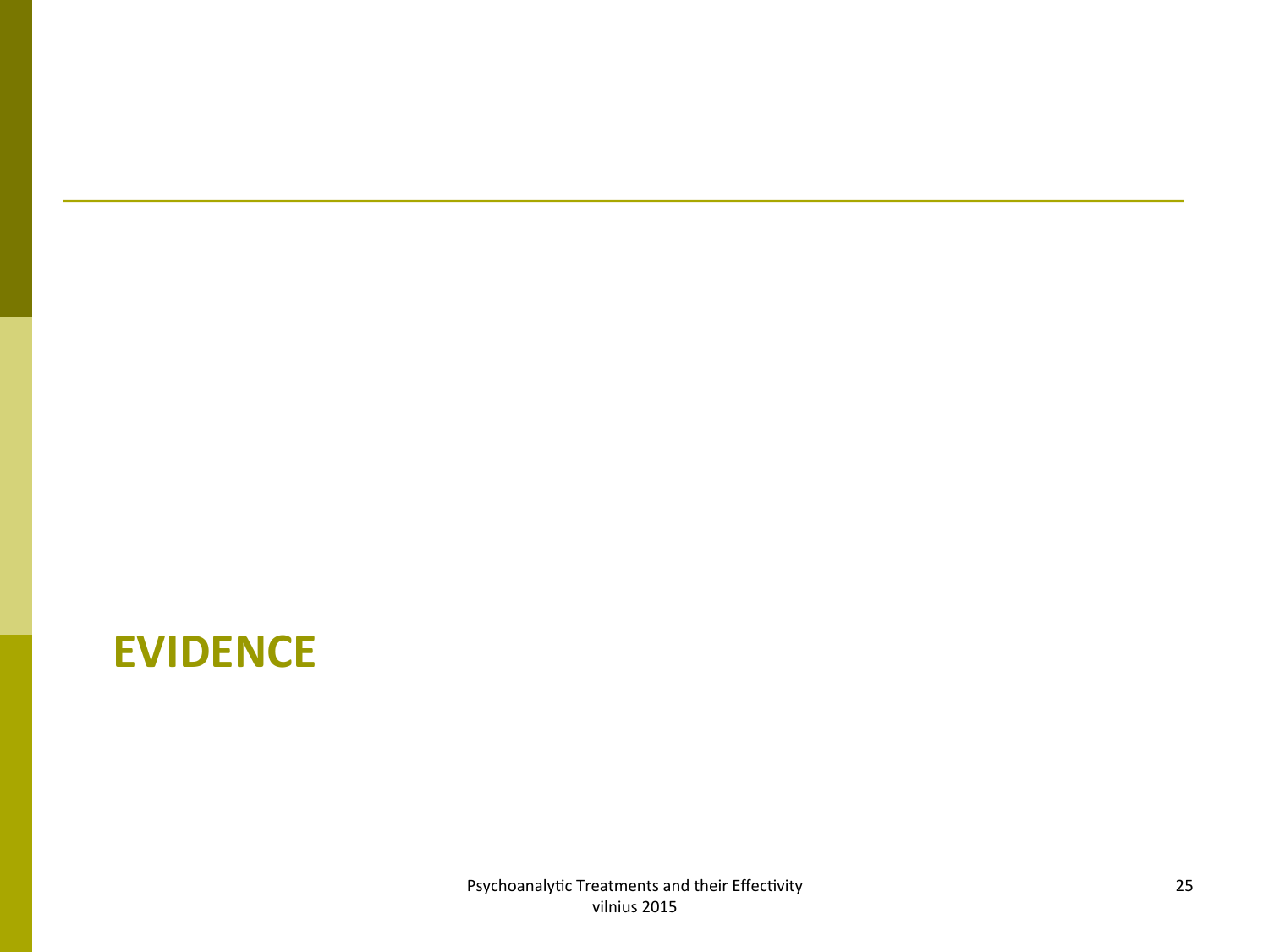# EVIDENCE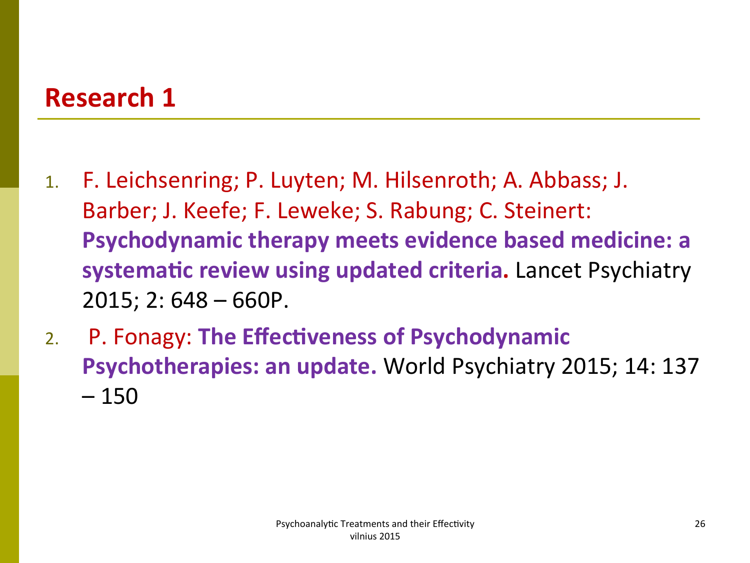## Research 1

1. F. Leichsenring; P. Luyten; M. Hilsenroth; A. Abbass; J. Barber; J. Keefe; F. Leweke; S. Rabung; C. Steinert: **Psychodynamic therapy meets evidence based medicine: a systematic review using updated criteria.** Lancet Psychiatry 2015; 2: 648 – 660P.
2. P. Fonagy: **The Effectiveness of Psychodynamic Psychotherapies: an update.** World Psychiatry 2015; 14: 137 – 150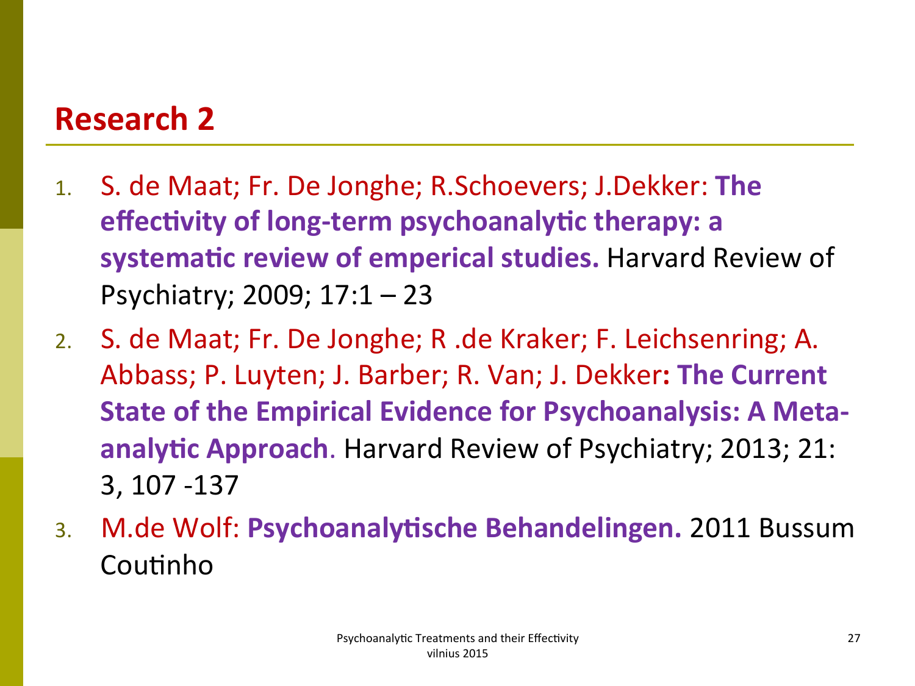## Research 2

1. S. de Maat; Fr. De Jonghe; R.Schoevers; J.Dekker: **The effectivity of long-term psychoanalytic therapy: a systematic review of emperical studies.** Harvard Review of Psychiatry; 2009; 17:1 – 23
2. S. de Maat; Fr. De Jonghe; R .de Kraker; F. Leichsenring; A. Abbass; P. Luyten; J. Barber; R. Van; J. Dekker**: The Current State of the Empirical Evidence for Psychoanalysis: A Meta-analytic Approach**. Harvard Review of Psychiatry; 2013; 21: 3, 107 -137
3. M.de Wolf: **Psychoanalytische Behandelingen.** 2011 Bussum Coutinho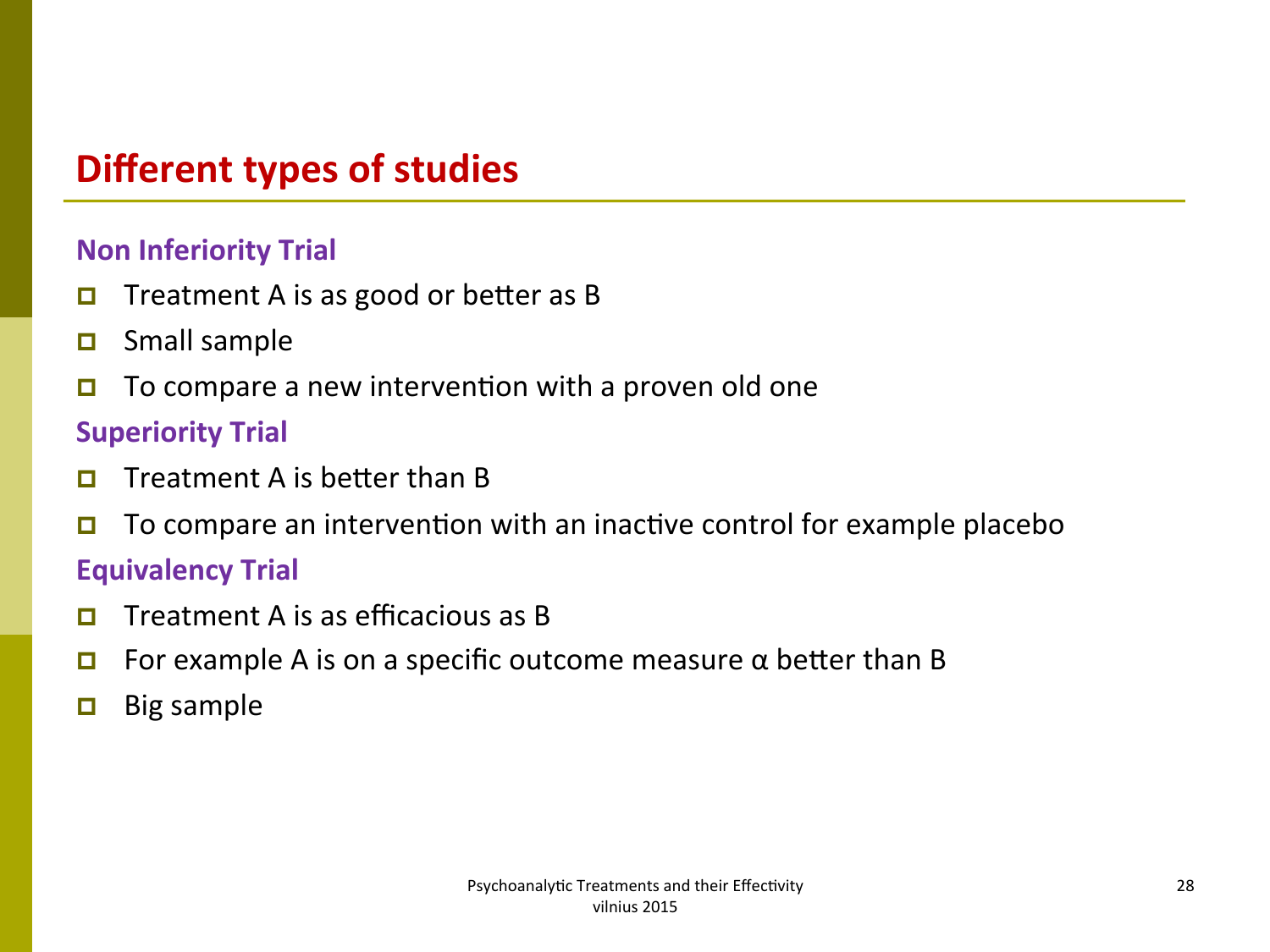## Different types of studies

### Non Inferiority Trial

- Treatment A is as good or better as B
- Small sample
- To compare a new intervention with a proven old one

### Superiority Trial

- Treatment A is better than B
- To compare an intervention with an inactive control for example placebo

### Equivalency Trial

- Treatment A is as efficacious as B
- For example A is on a specific outcome measure $\alpha$ better than B
- Big sample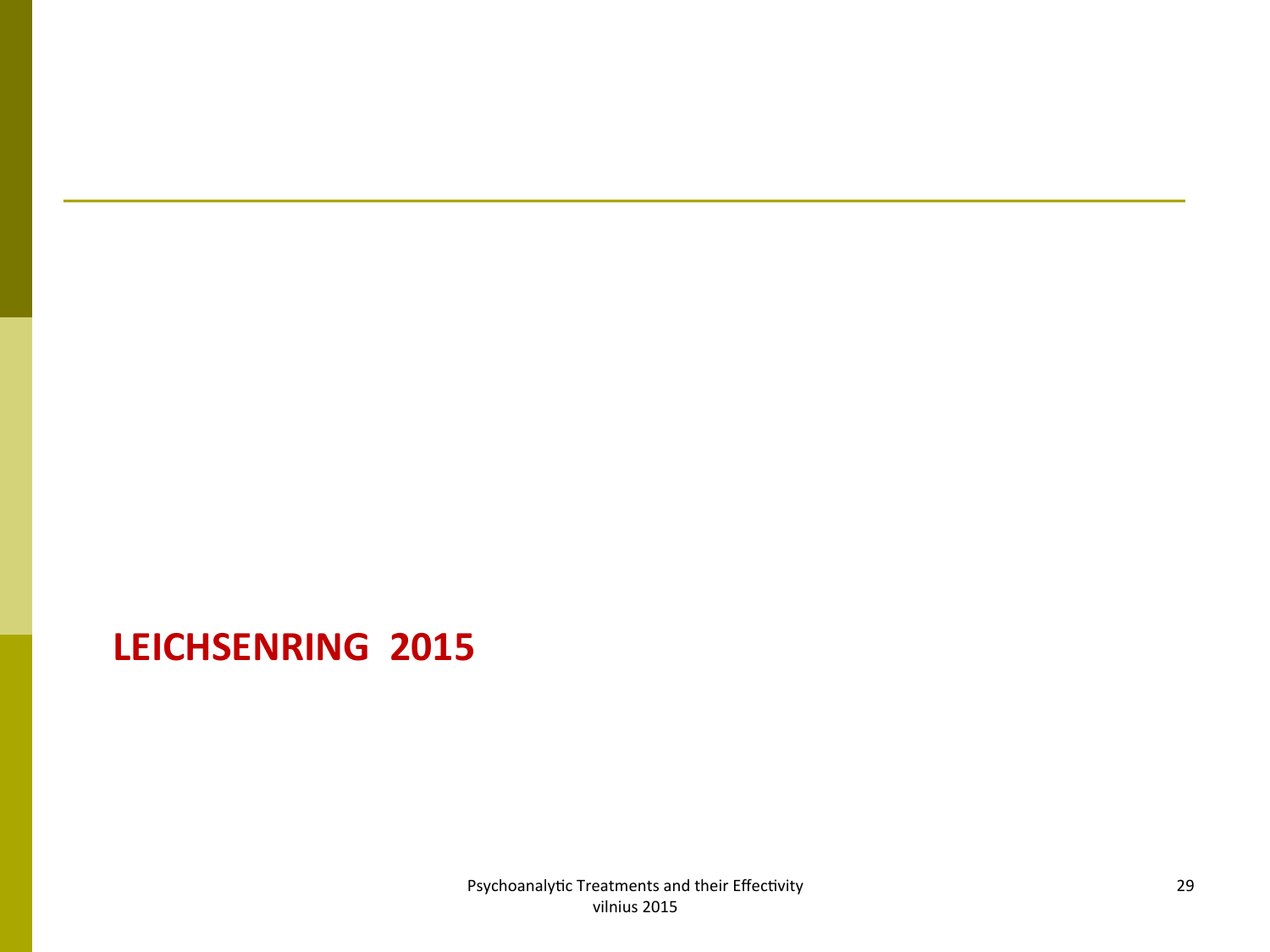# LEICHSENRING 2015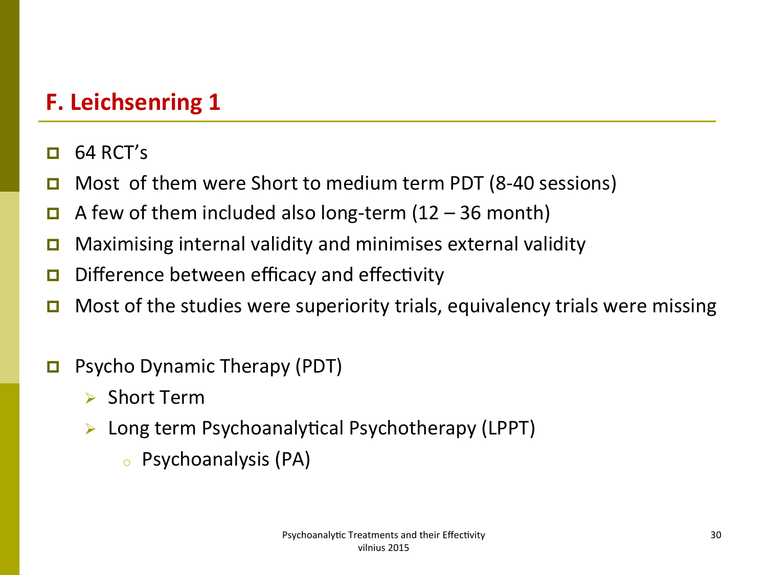## F. Leichsenring 1

- 64 RCT's
- Most of them were Short to medium term PDT (8-40 sessions)
- A few of them included also long-term (12 – 36 month)
- Maximising internal validity and minimises external validity
- Difference between efficacy and effectivity
- Most of the studies were superiority trials, equivalency trials were missing

- Psycho Dynamic Therapy (PDT)
  - Short Term
  - Long term Psychoanalytical Psychotherapy (LPPT)
    - Psychoanalysis (PA)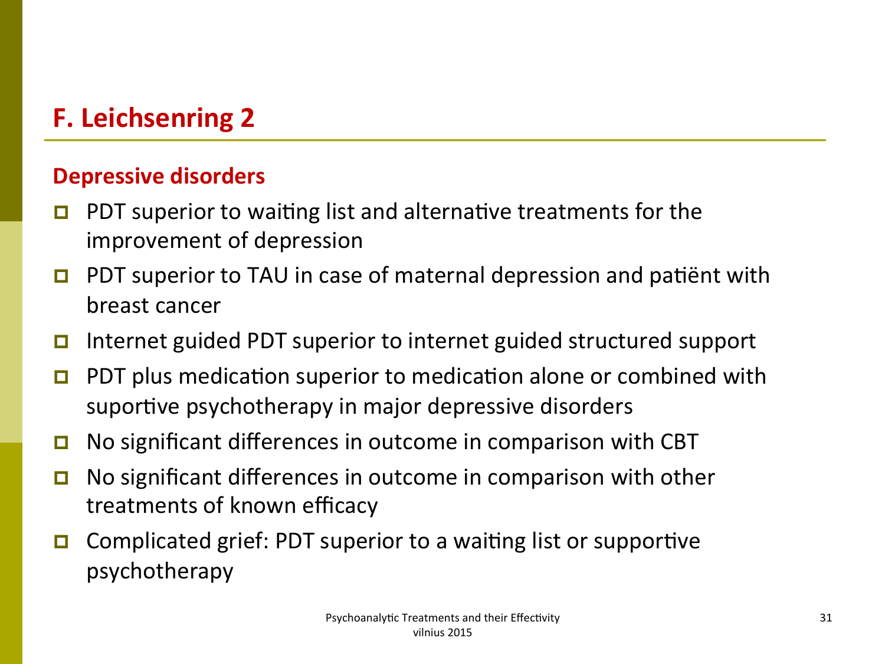# F. Leichsenring 2

## Depressive disorders

- PDT superior to waiting list and alternative treatments for the improvement of depression
- PDT superior to TAU in case of maternal depression and patiënt with breast cancer
- Internet guided PDT superior to internet guided structured support
- PDT plus medication superior to medication alone or combined with suportive psychotherapy in major depressive disorders
- No significant differences in outcome in comparison with CBT
- No significant differences in outcome in comparison with other treatments of known efficacy
- Complicated grief: PDT superior to a waiting list or supportive psychotherapy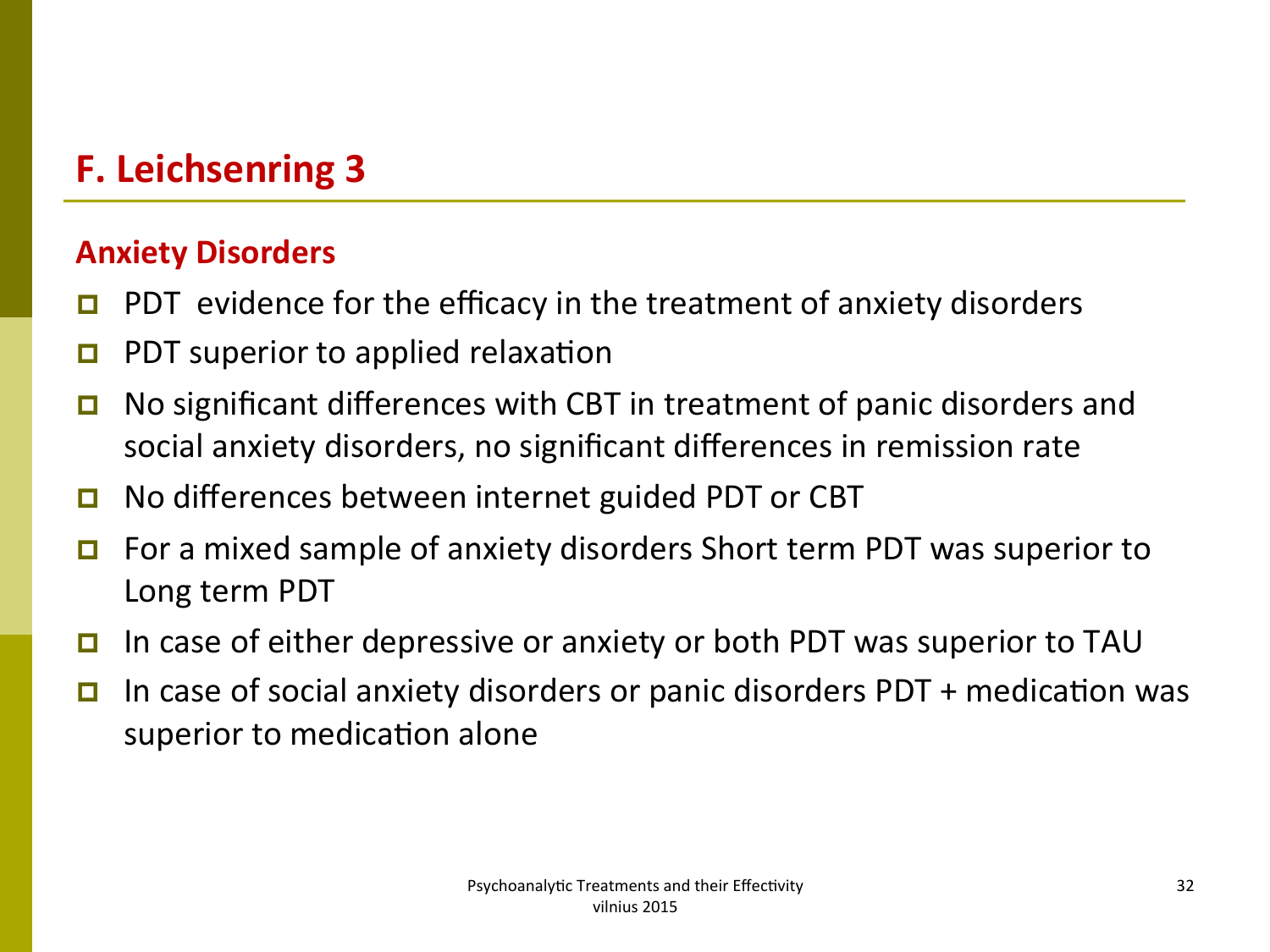# F. Leichsenring 3

## Anxiety Disorders

- PDT evidence for the efficacy in the treatment of anxiety disorders
- PDT superior to applied relaxation
- No significant differences with CBT in treatment of panic disorders and social anxiety disorders, no significant differences in remission rate
- No differences between internet guided PDT or CBT
- For a mixed sample of anxiety disorders Short term PDT was superior to Long term PDT
- In case of either depressive or anxiety or both PDT was superior to TAU
- In case of social anxiety disorders or panic disorders PDT + medication was superior to medication alone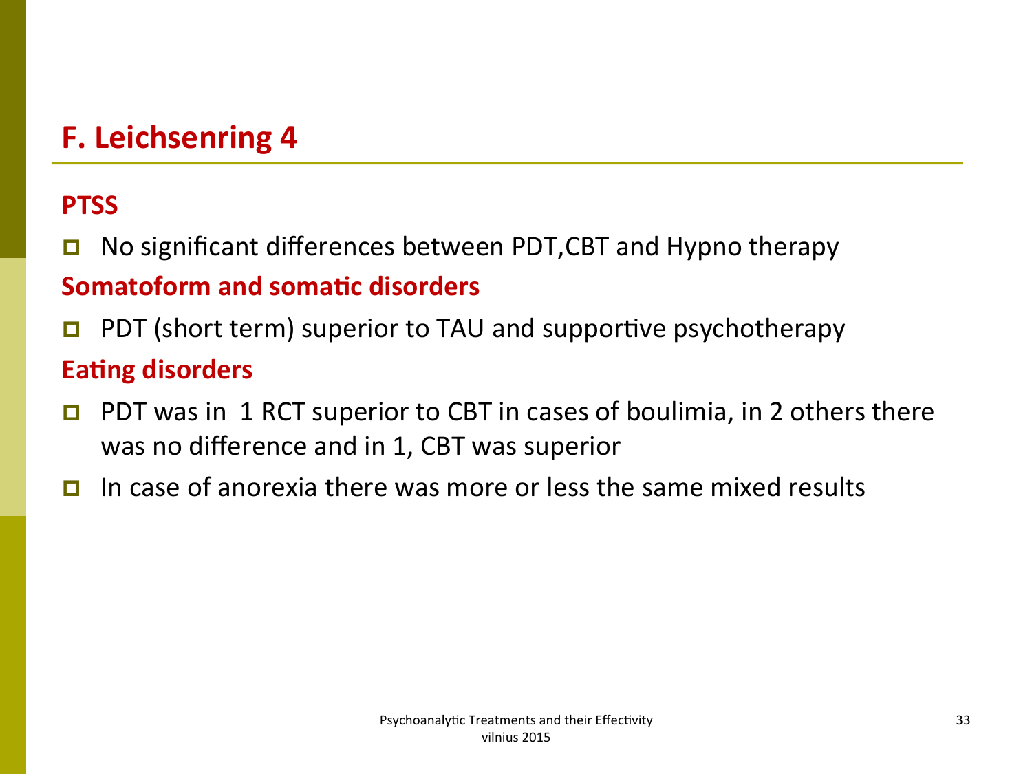# F. Leichsenring 4

## PTSS

- No significant differences between PDT,CBT and Hypno therapy

## Somatoform and somatic disorders

- PDT (short term) superior to TAU and supportive psychotherapy

## Eating disorders

- PDT was in 1 RCT superior to CBT in cases of boulimia, in 2 others there was no difference and in 1, CBT was superior
- In case of anorexia there was more or less the same mixed results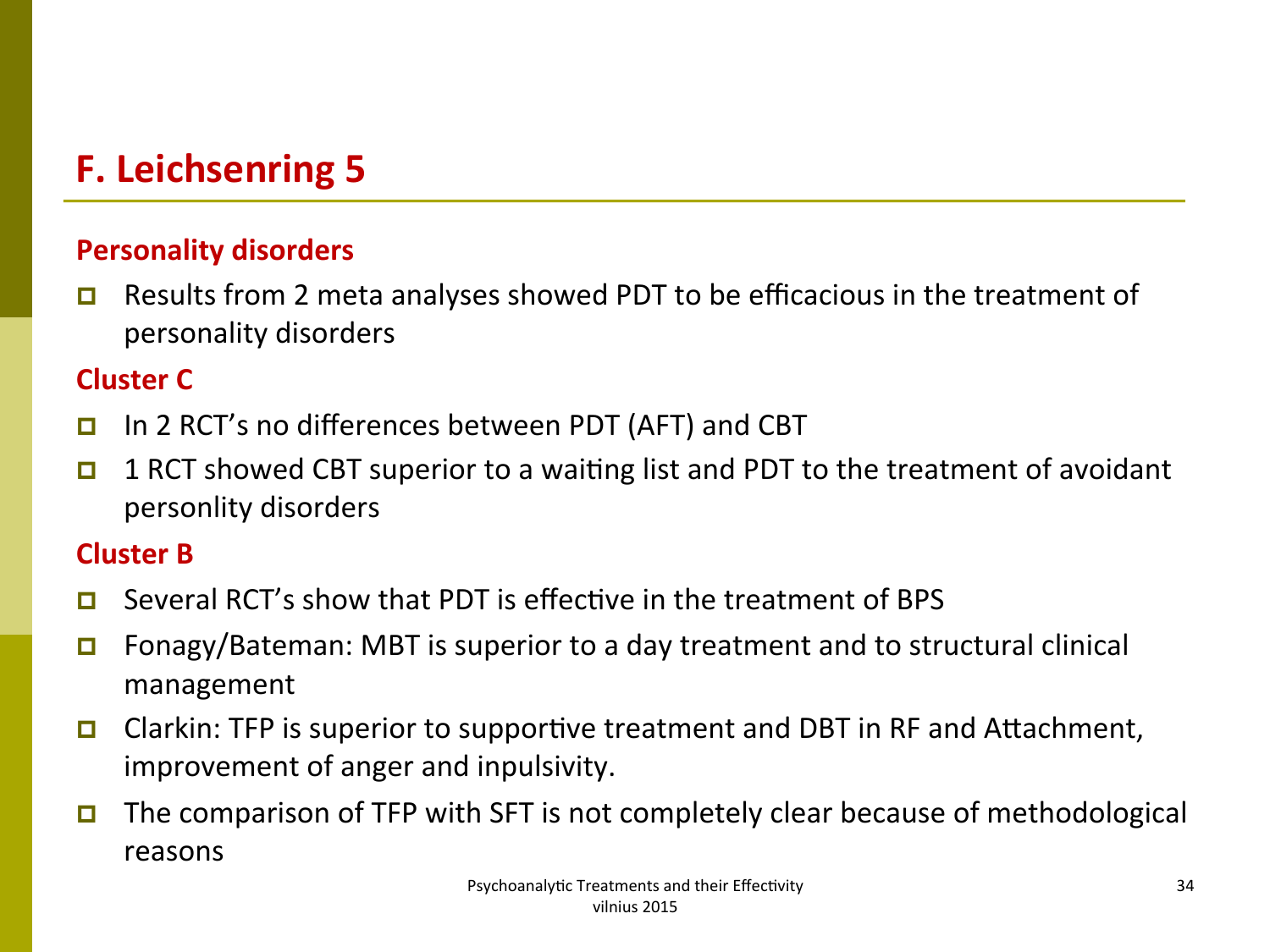# F. Leichsenring 5

## Personality disorders

- Results from 2 meta analyses showed PDT to be efficacious in the treatment of personality disorders

## Cluster C

- In 2 RCT's no differences between PDT (AFT) and CBT
- 1 RCT showed CBT superior to a waiting list and PDT to the treatment of avoidant personlity disorders

## Cluster B

- Several RCT's show that PDT is effective in the treatment of BPS
- Fonagy/Bateman: MBT is superior to a day treatment and to structural clinical management
- Clarkin: TFP is superior to supportive treatment and DBT in RF and Attachment, improvement of anger and inpulsivity.
- The comparison of TFP with SFT is not completely clear because of methodological reasons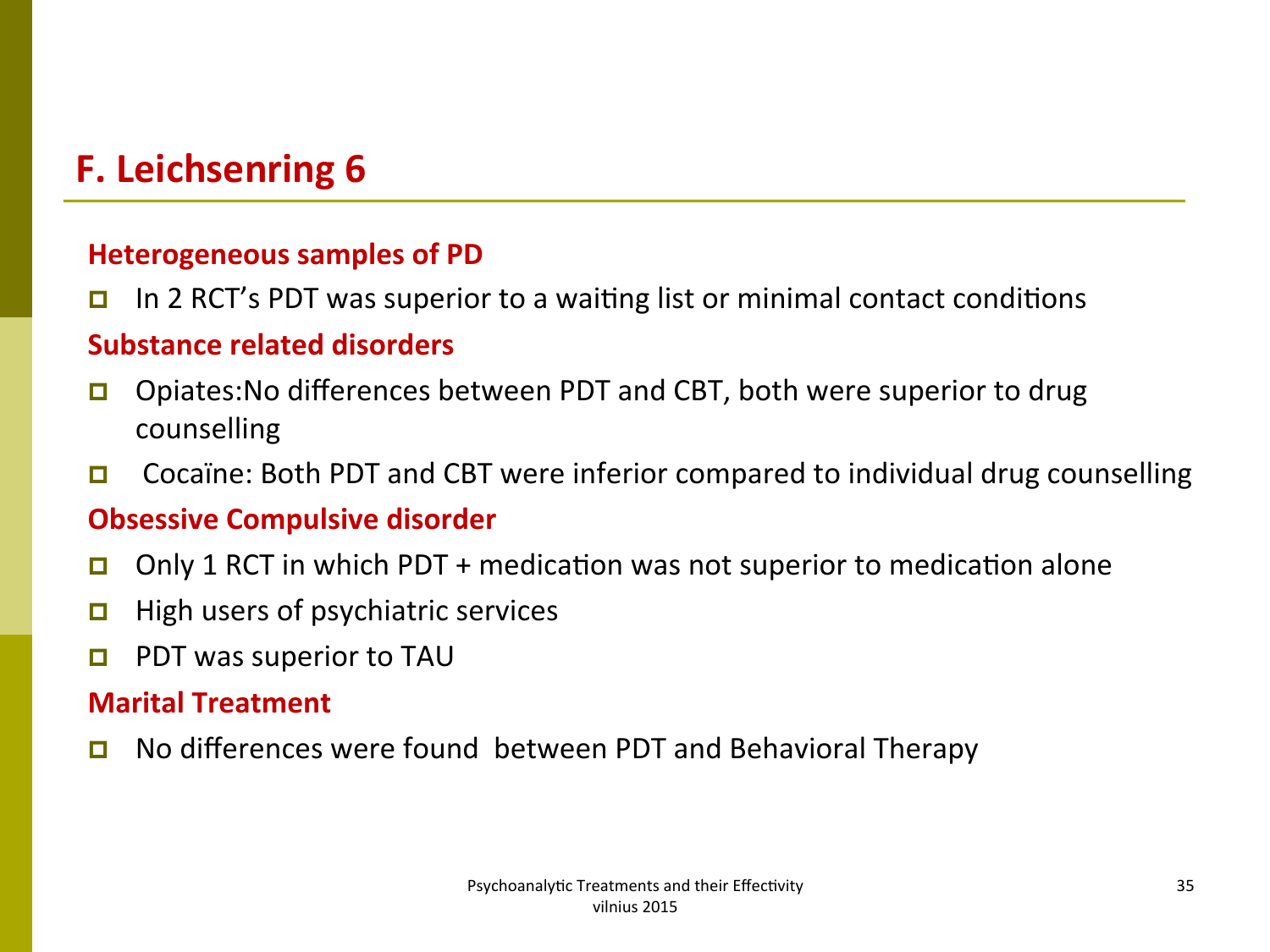# F. Leichsenring 6

### Heterogeneous samples of PD

- In 2 RCT's PDT was superior to a waiting list or minimal contact conditions

### Substance related disorders

- Opiates:No differences between PDT and CBT, both were superior to drug counselling
- Cocaïne: Both PDT and CBT were inferior compared to individual drug counselling

### Obsessive Compulsive disorder

- Only 1 RCT in which PDT + medication was not superior to medication alone
- High users of psychiatric services
- PDT was superior to TAU

### Marital Treatment

- No differences were found between PDT and Behavioral Therapy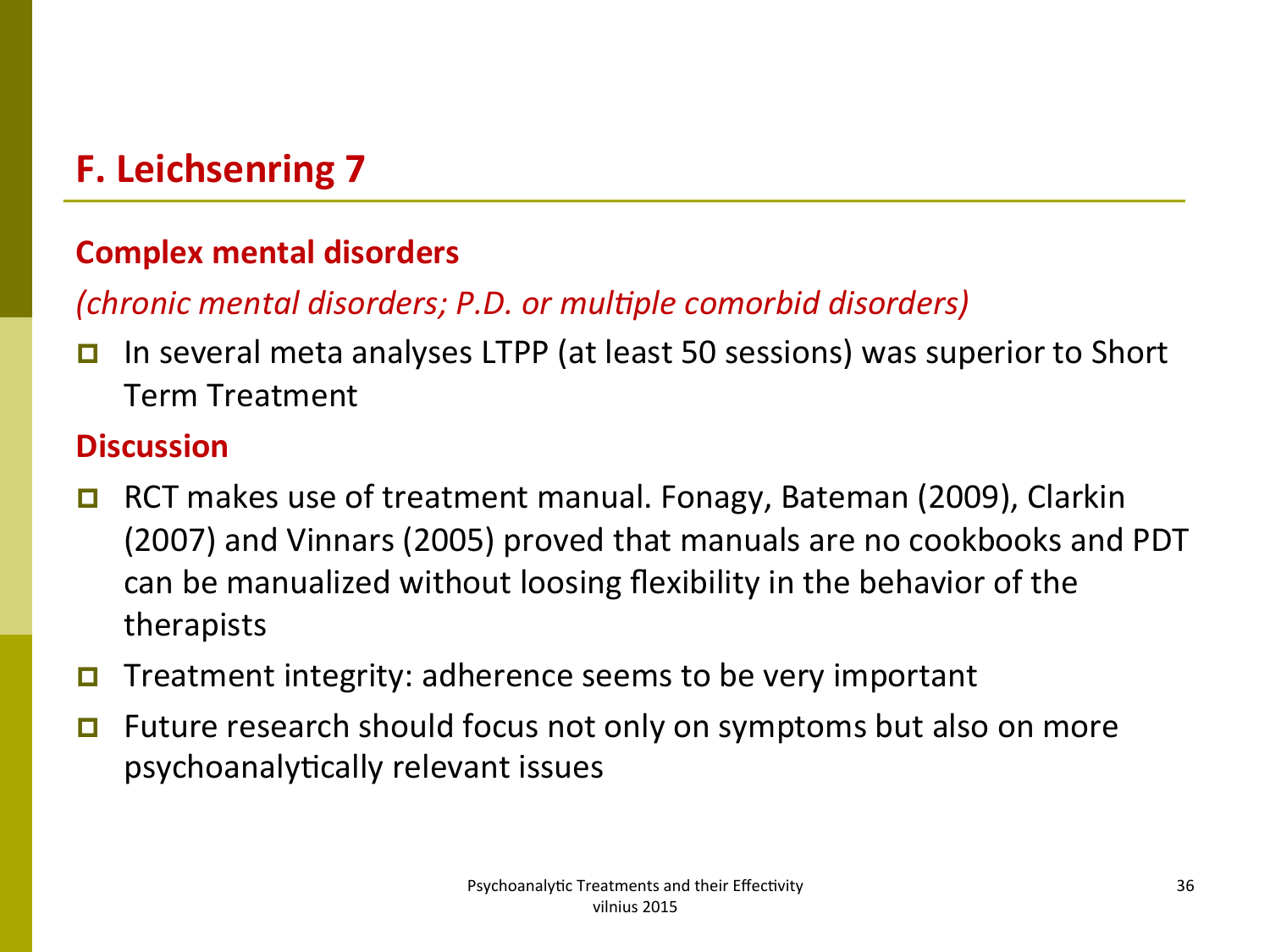## F. Leichsenring 7

**Complex mental disorders**

*(chronic mental disorders; P.D. or multiple comorbid disorders)*

- In several meta analyses LTPP (at least 50 sessions) was superior to Short Term Treatment

**Discussion**

- RCT makes use of treatment manual. Fonagy, Bateman (2009), Clarkin (2007) and Vinnars (2005) proved that manuals are no cookbooks and PDT can be manualized without loosing flexibility in the behavior of the therapists
- Treatment integrity: adherence seems to be very important
- Future research should focus not only on symptoms but also on more psychoanalytically relevant issues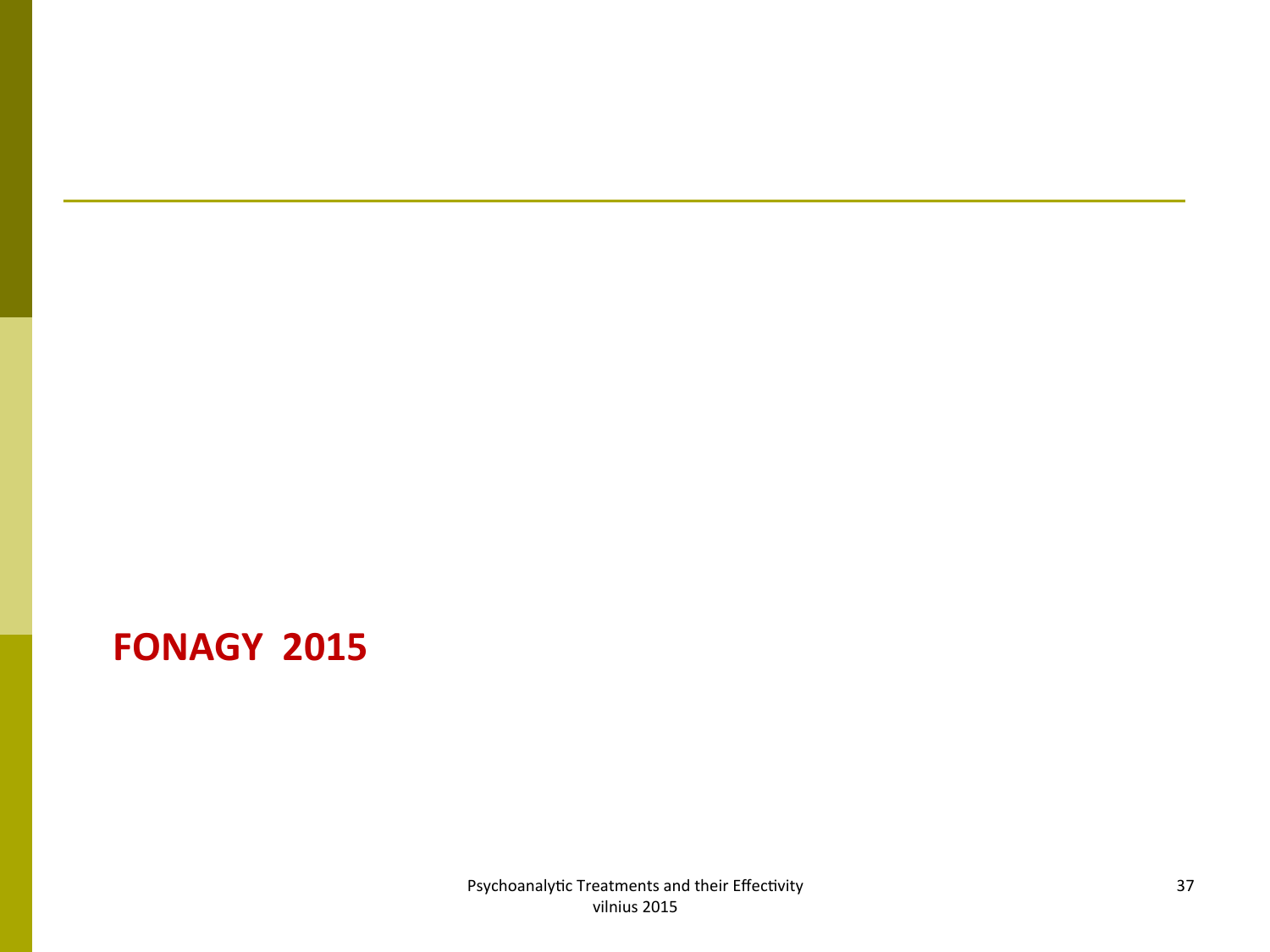**FONAGY 2015**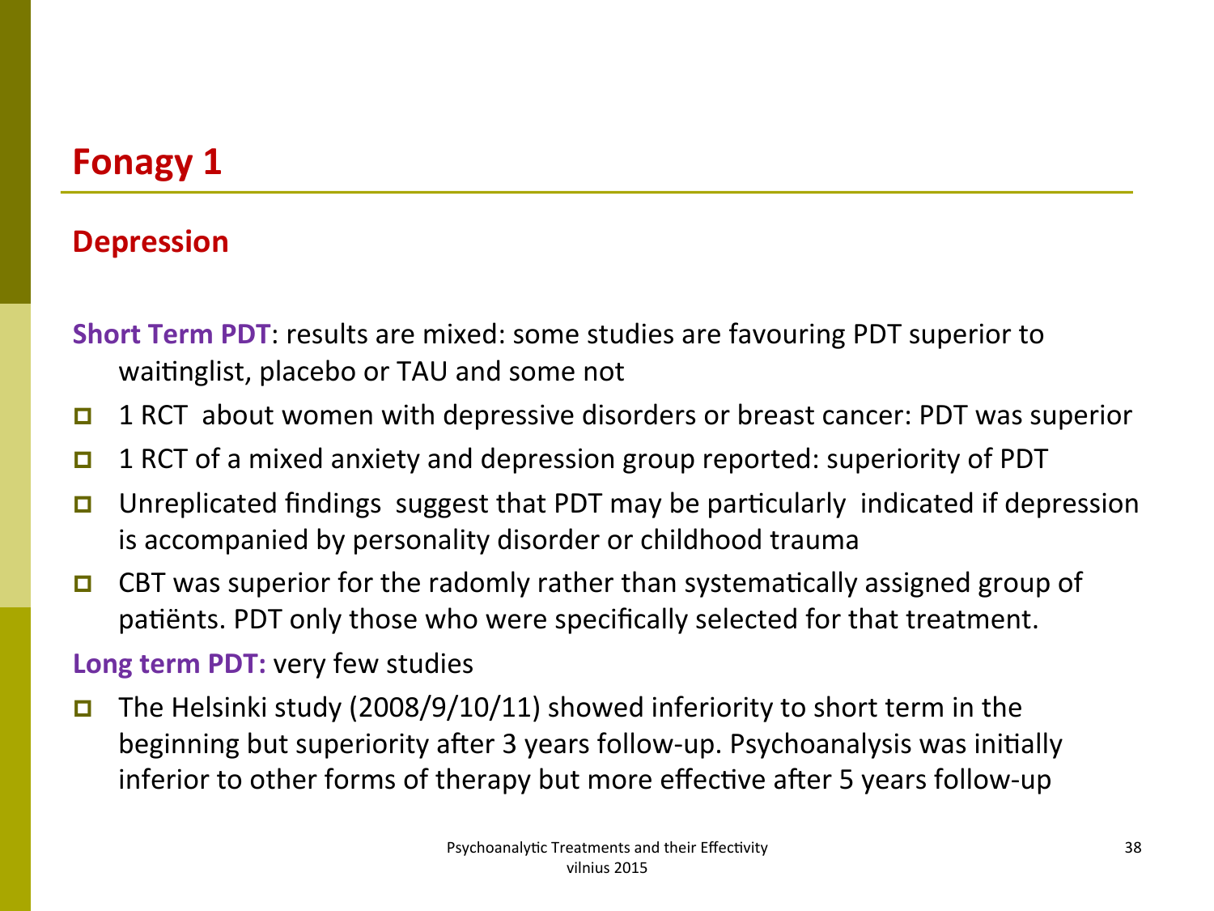# Fonagy 1

## Depression

**Short Term PDT**: results are mixed: some studies are favouring PDT superior to waitinglist, placebo or TAU and some not

- 1 RCT about women with depressive disorders or breast cancer: PDT was superior
- 1 RCT of a mixed anxiety and depression group reported: superiority of PDT
- Unreplicated findings suggest that PDT may be particularly indicated if depression is accompanied by personality disorder or childhood trauma
- CBT was superior for the radomly rather than systematically assigned group of patiënts. PDT only those who were specifically selected for that treatment.

**Long term PDT:** very few studies

- The Helsinki study (2008/9/10/11) showed inferiority to short term in the beginning but superiority after 3 years follow-up. Psychoanalysis was initially inferior to other forms of therapy but more effective after 5 years follow-up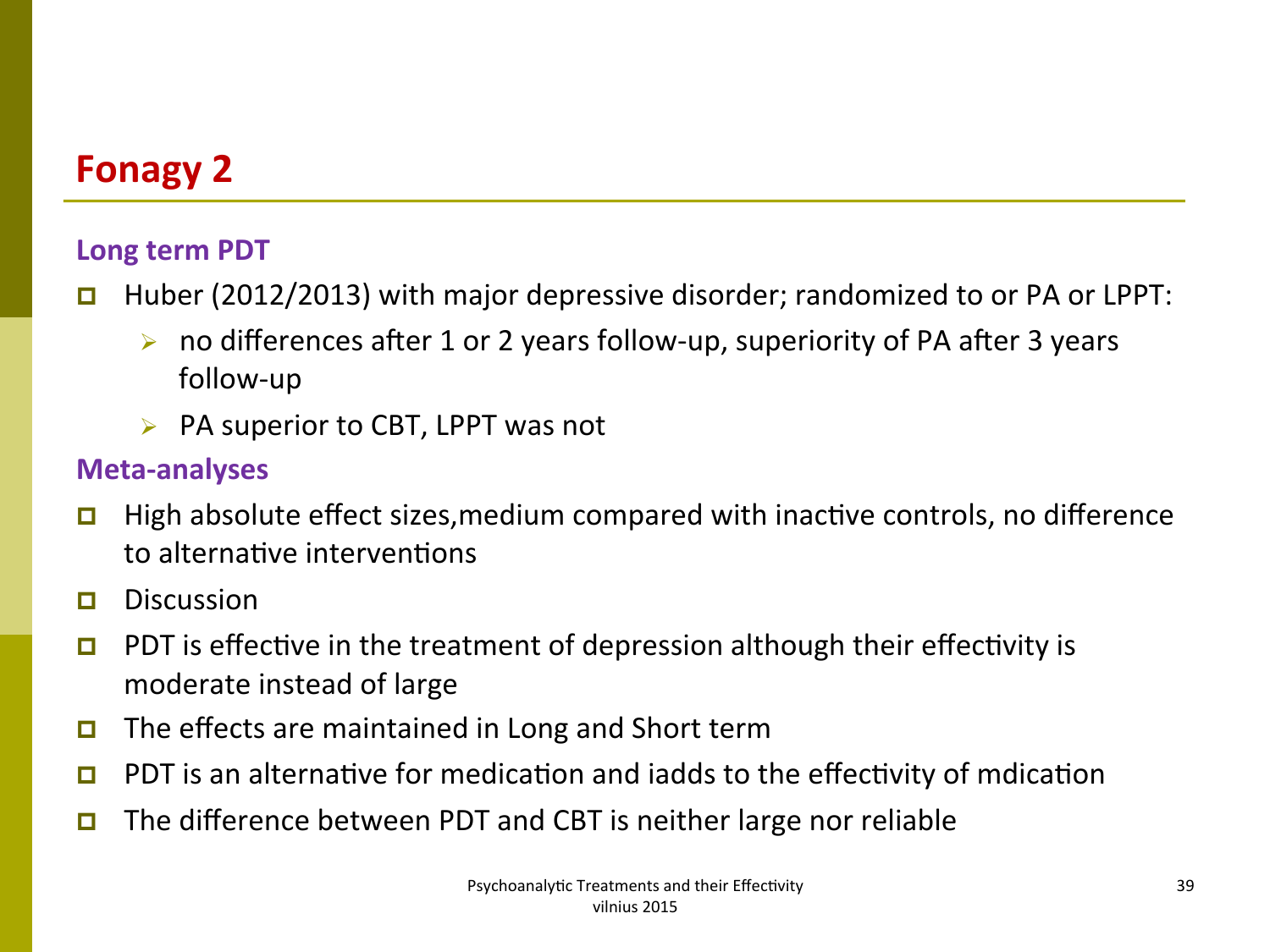# Fonagy 2

### Long term PDT

- Huber (2012/2013) with major depressive disorder; randomized to or PA or LPPT:
  - no differences after 1 or 2 years follow-up, superiority of PA after 3 years follow-up
  - PA superior to CBT, LPPT was not

### Meta-analyses

- High absolute effect sizes,medium compared with inactive controls, no difference to alternative interventions
- Discussion
- PDT is effective in the treatment of depression although their effectivity is moderate instead of large
- The effects are maintained in Long and Short term
- PDT is an alternative for medication and iadds to the effectivity of mdication
- The difference between PDT and CBT is neither large nor reliable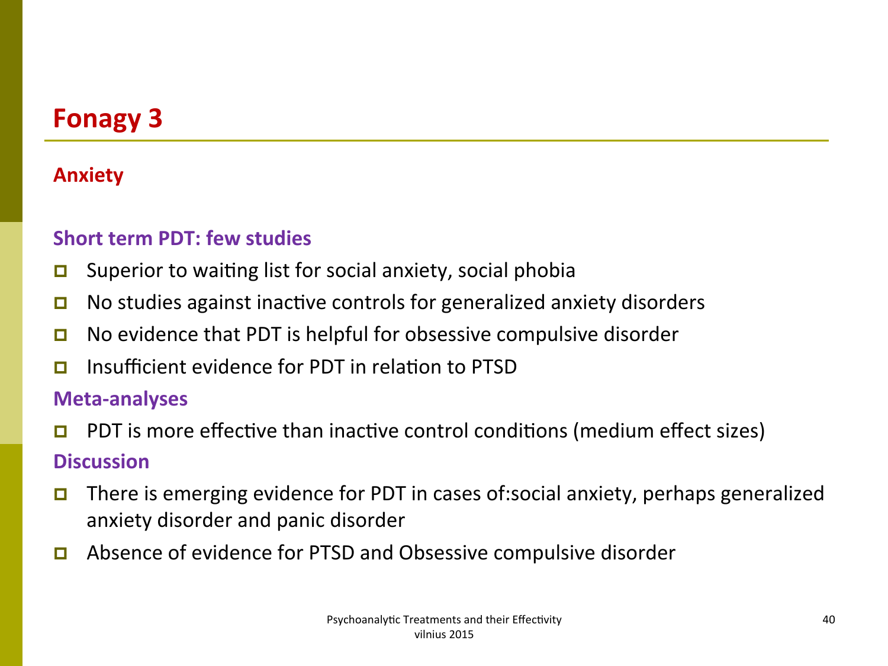# Fonagy 3

## Anxiety

### Short term PDT: few studies

- Superior to waiting list for social anxiety, social phobia
- No studies against inactive controls for generalized anxiety disorders
- No evidence that PDT is helpful for obsessive compulsive disorder
- Insufficient evidence for PDT in relation to PTSD

### Meta-analyses

- PDT is more effective than inactive control conditions (medium effect sizes)

### Discussion

- There is emerging evidence for PDT in cases of:social anxiety, perhaps generalized anxiety disorder and panic disorder
- Absence of evidence for PTSD and Obsessive compulsive disorder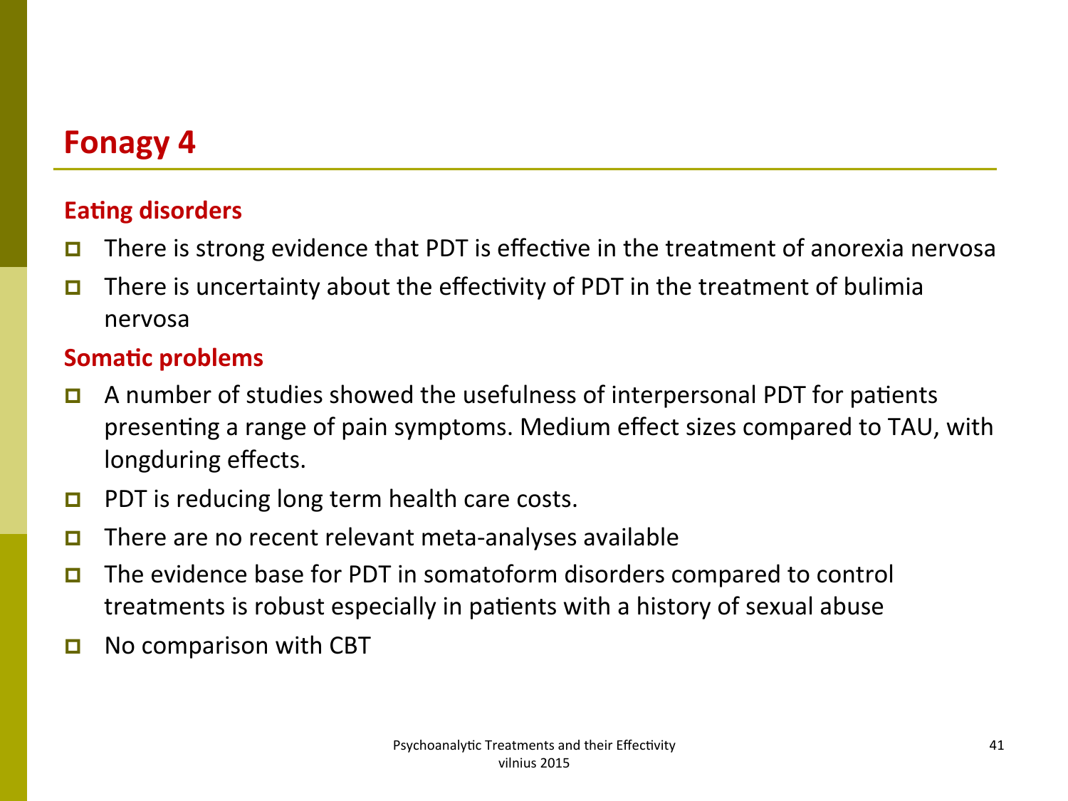# Fonagy 4

### Eating disorders

- There is strong evidence that PDT is effective in the treatment of anorexia nervosa
- There is uncertainty about the effectivity of PDT in the treatment of bulimia nervosa

### Somatic problems

- A number of studies showed the usefulness of interpersonal PDT for patients presenting a range of pain symptoms. Medium effect sizes compared to TAU, with longduring effects.
- PDT is reducing long term health care costs.
- There are no recent relevant meta-analyses available
- The evidence base for PDT in somatoform disorders compared to control treatments is robust especially in patients with a history of sexual abuse
- No comparison with CBT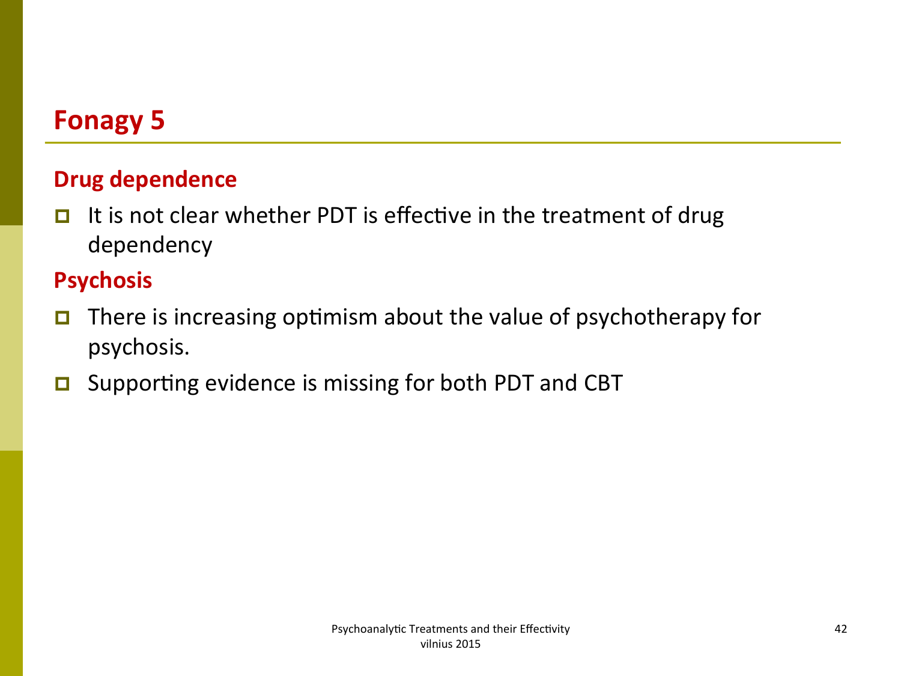# Fonagy 5

## Drug dependence

- It is not clear whether PDT is effective in the treatment of drug dependency

## Psychosis

- There is increasing optimism about the value of psychotherapy for psychosis.
- Supporting evidence is missing for both PDT and CBT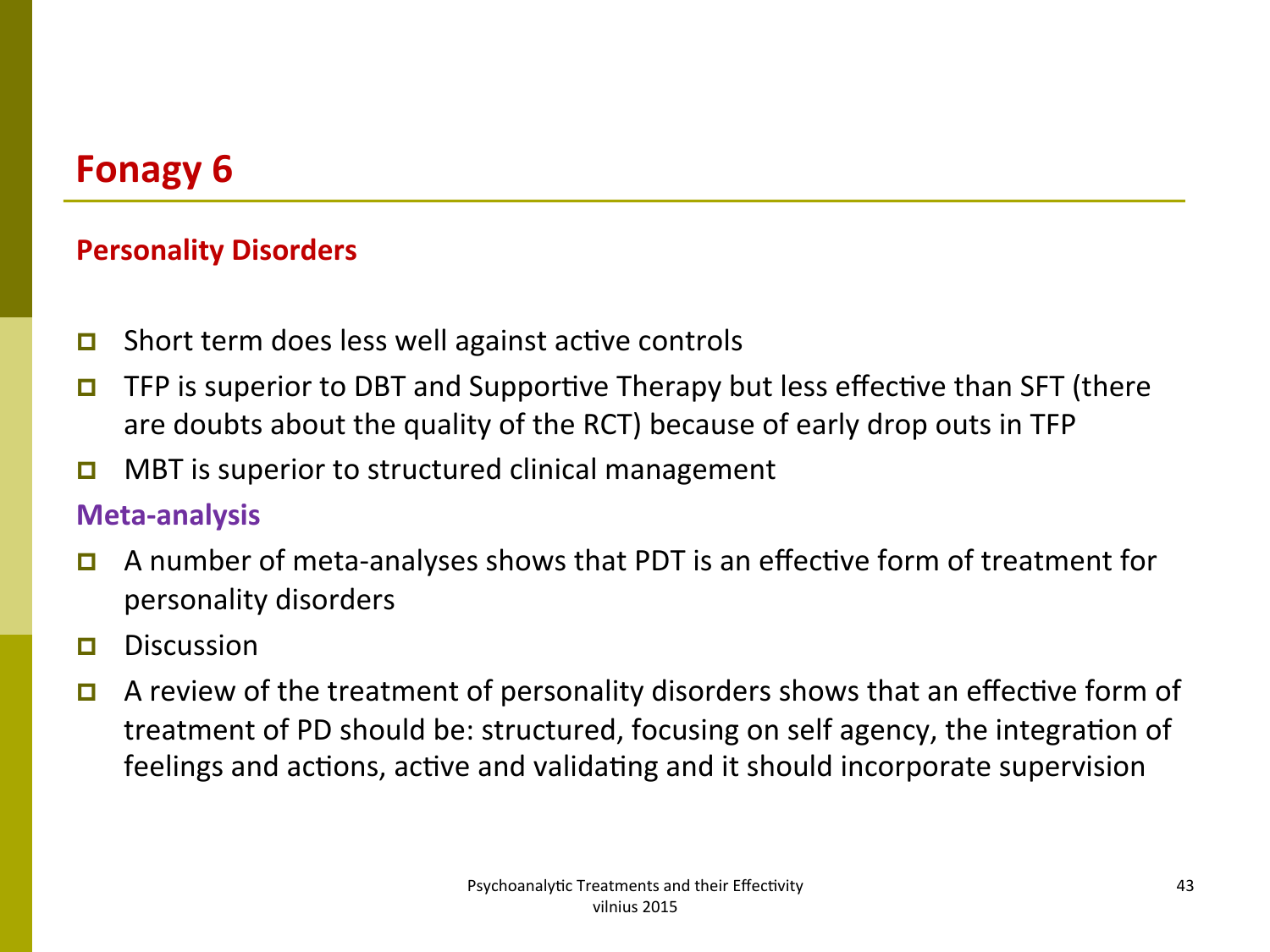# Fonagy 6

## Personality Disorders

- Short term does less well against active controls
- TFP is superior to DBT and Supportive Therapy but less effective than SFT (there are doubts about the quality of the RCT) because of early drop outs in TFP
- MBT is superior to structured clinical management

### Meta-analysis

- A number of meta-analyses shows that PDT is an effective form of treatment for personality disorders
- Discussion
- A review of the treatment of personality disorders shows that an effective form of treatment of PD should be: structured, focusing on self agency, the integration of feelings and actions, active and validating and it should incorporate supervision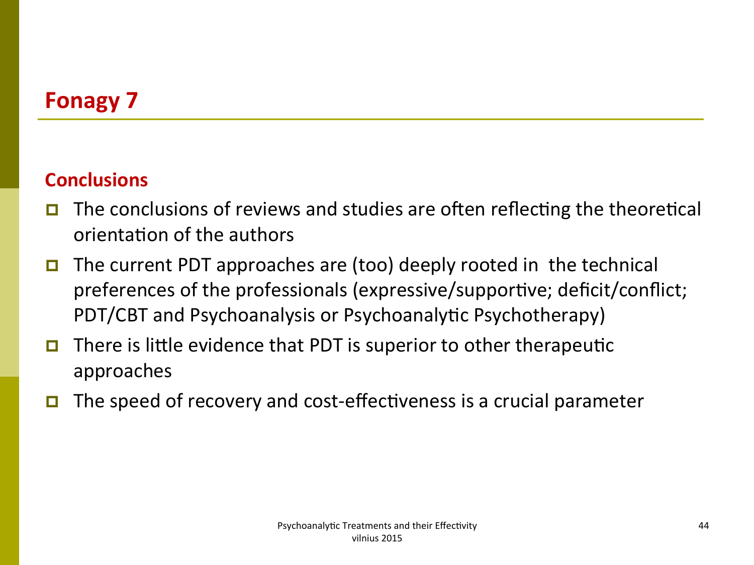# Fonagy 7

## Conclusions

- The conclusions of reviews and studies are often reflecting the theoretical orientation of the authors
- The current PDT approaches are (too) deeply rooted in the technical preferences of the professionals (expressive/supportive; deficit/conflict; PDT/CBT and Psychoanalysis or Psychoanalytic Psychotherapy)
- There is little evidence that PDT is superior to other therapeutic approaches
- The speed of recovery and cost-effectiveness is a crucial parameter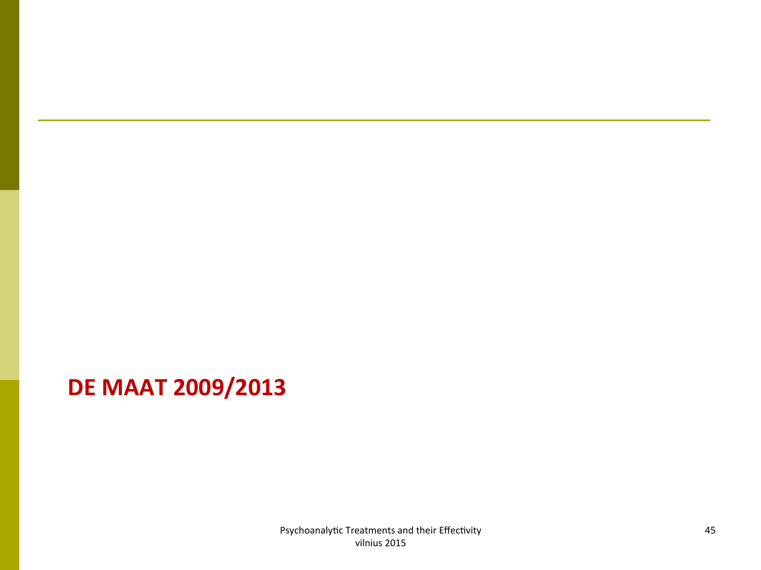## DE MAAT 2009/2013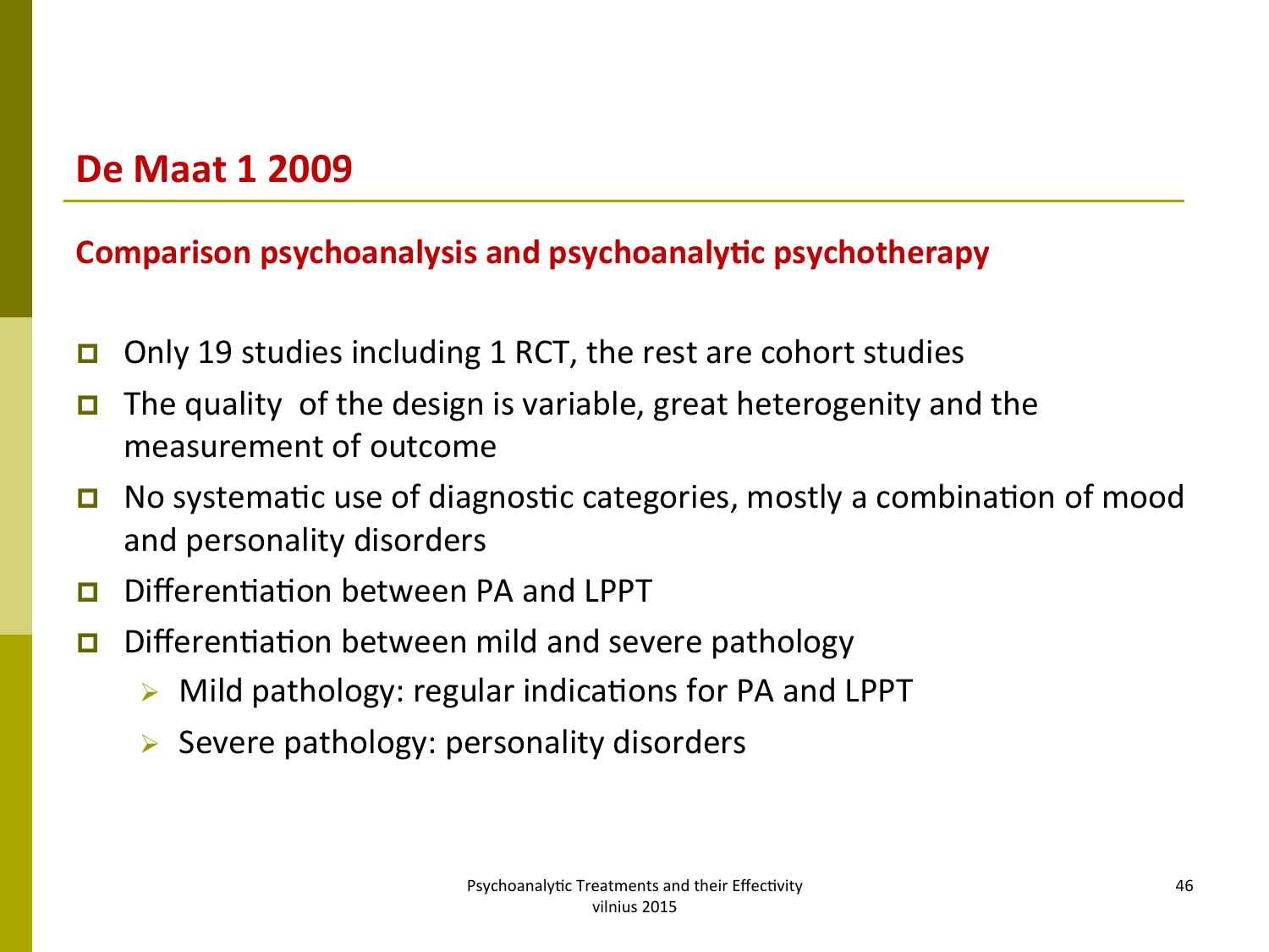## De Maat 1 2009

### Comparison psychoanalysis and psychoanalytic psychotherapy

- Only 19 studies including 1 RCT, the rest are cohort studies
- The quality of the design is variable, great heterogenity and the measurement of outcome
- No systematic use of diagnostic categories, mostly a combination of mood and personality disorders
- Differentiation between PA and LPPT
- Differentiation between mild and severe pathology
  - Mild pathology: regular indications for PA and LPPT
  - Severe pathology: personality disorders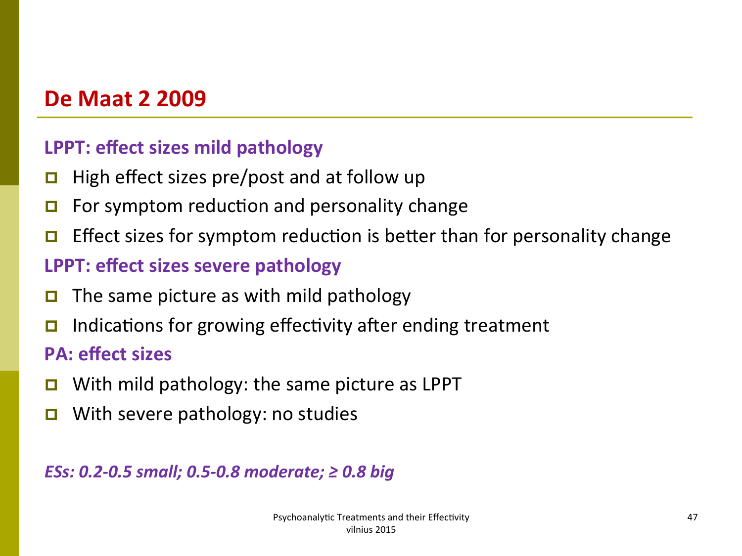## De Maat 2 2009

**LPPT: effect sizes mild pathology**

- High effect sizes pre/post and at follow up
- For symptom reduction and personality change
- Effect sizes for symptom reduction is better than for personality change

**LPPT: effect sizes severe pathology**

- The same picture as with mild pathology
- Indications for growing effectivity after ending treatment

**PA: effect sizes**

- With mild pathology: the same picture as LPPT
- With severe pathology: no studies

***ESs: 0.2-0.5 small; 0.5-0.8 moderate; ≥ 0.8 big***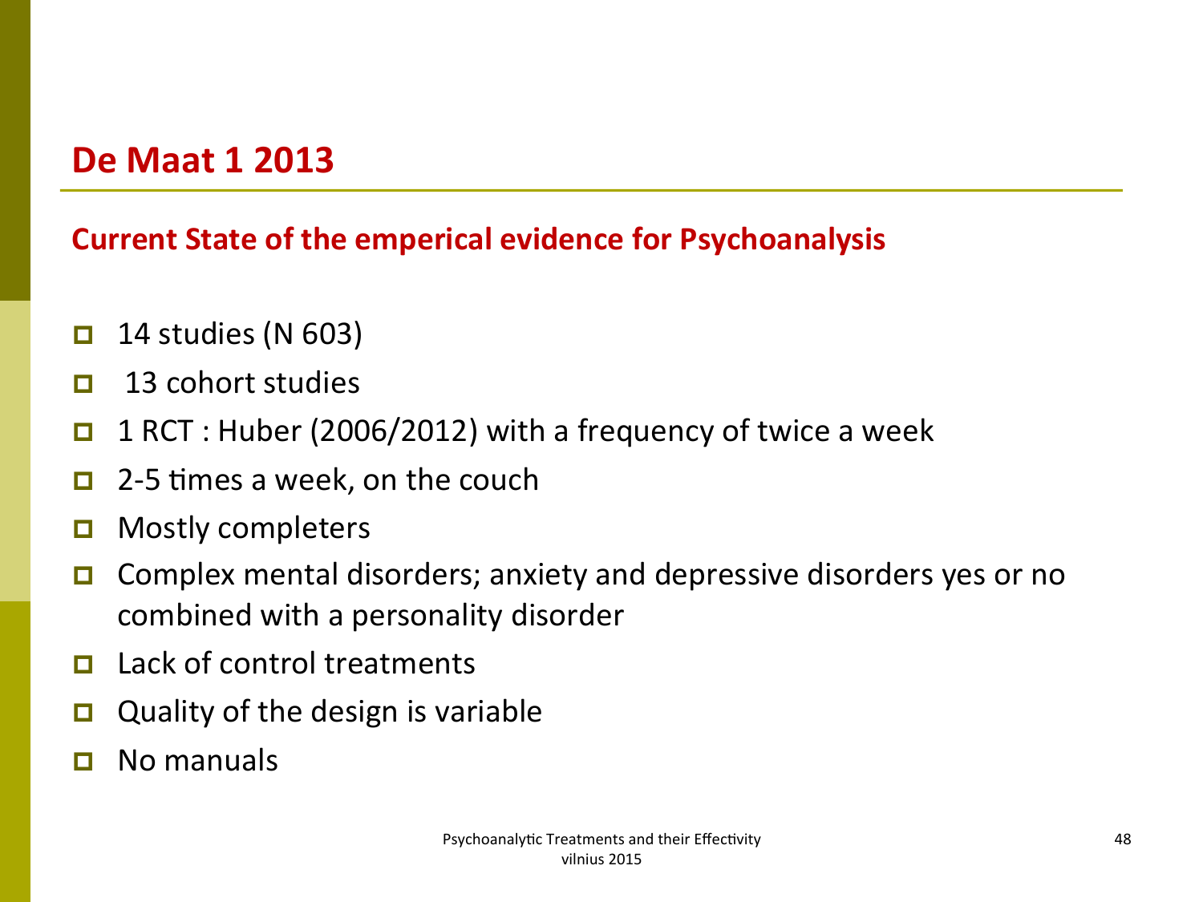# De Maat 1 2013

## Current State of the emperical evidence for Psychoanalysis

- 14 studies (N 603)
- 13 cohort studies
- 1 RCT : Huber (2006/2012) with a frequency of twice a week
- 2-5 times a week, on the couch
- Mostly completers
- Complex mental disorders; anxiety and depressive disorders yes or no combined with a personality disorder
- Lack of control treatments
- Quality of the design is variable
- No manuals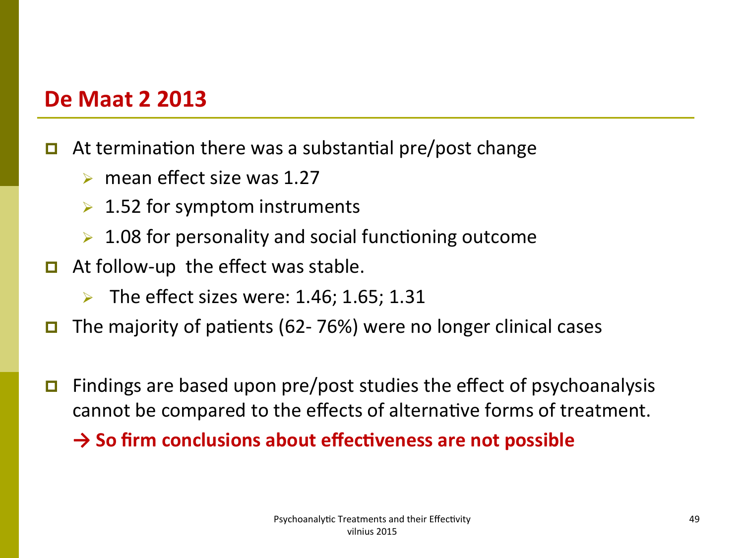## De Maat 2 2013

- At termination there was a substantial pre/post change
  - mean effect size was 1.27
  - 1.52 for symptom instruments
  - 1.08 for personality and social functioning outcome
- At follow-up the effect was stable.
  - The effect sizes were: 1.46; 1.65; 1.31
- The majority of patients (62- 76%) were no longer clinical cases

- Findings are based upon pre/post studies the effect of psychoanalysis cannot be compared to the effects of alternative forms of treatment.

  **→ So firm conclusions about effectiveness are not possible**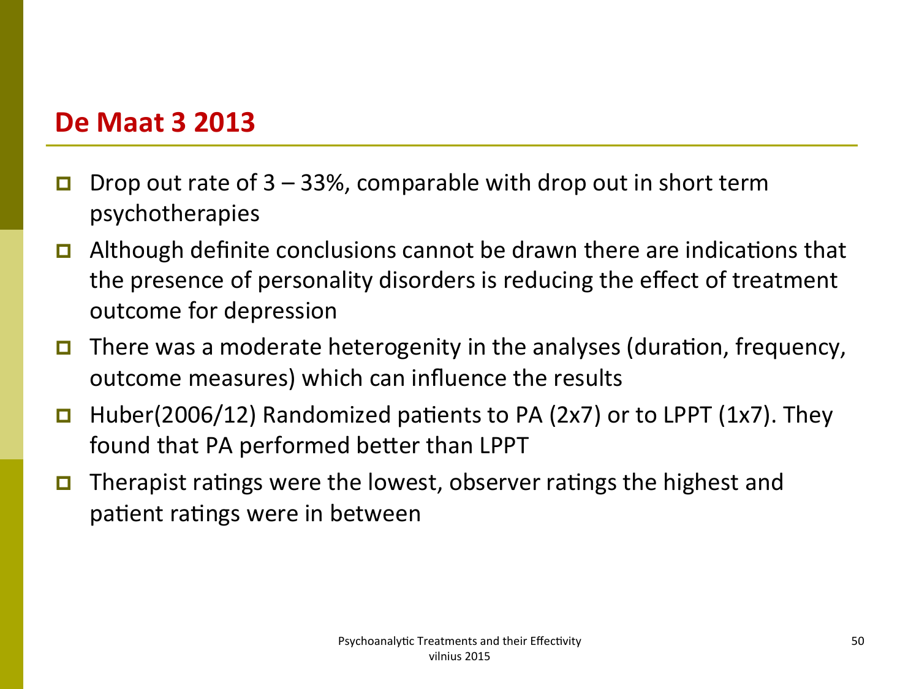## De Maat 3 2013

- Drop out rate of 3 – 33%, comparable with drop out in short term psychotherapies
- Although definite conclusions cannot be drawn there are indications that the presence of personality disorders is reducing the effect of treatment outcome for depression
- There was a moderate heterogenity in the analyses (duration, frequency, outcome measures) which can influence the results
- Huber(2006/12) Randomized patients to PA (2x7) or to LPPT (1x7). They found that PA performed better than LPPT
- Therapist ratings were the lowest, observer ratings the highest and patient ratings were in between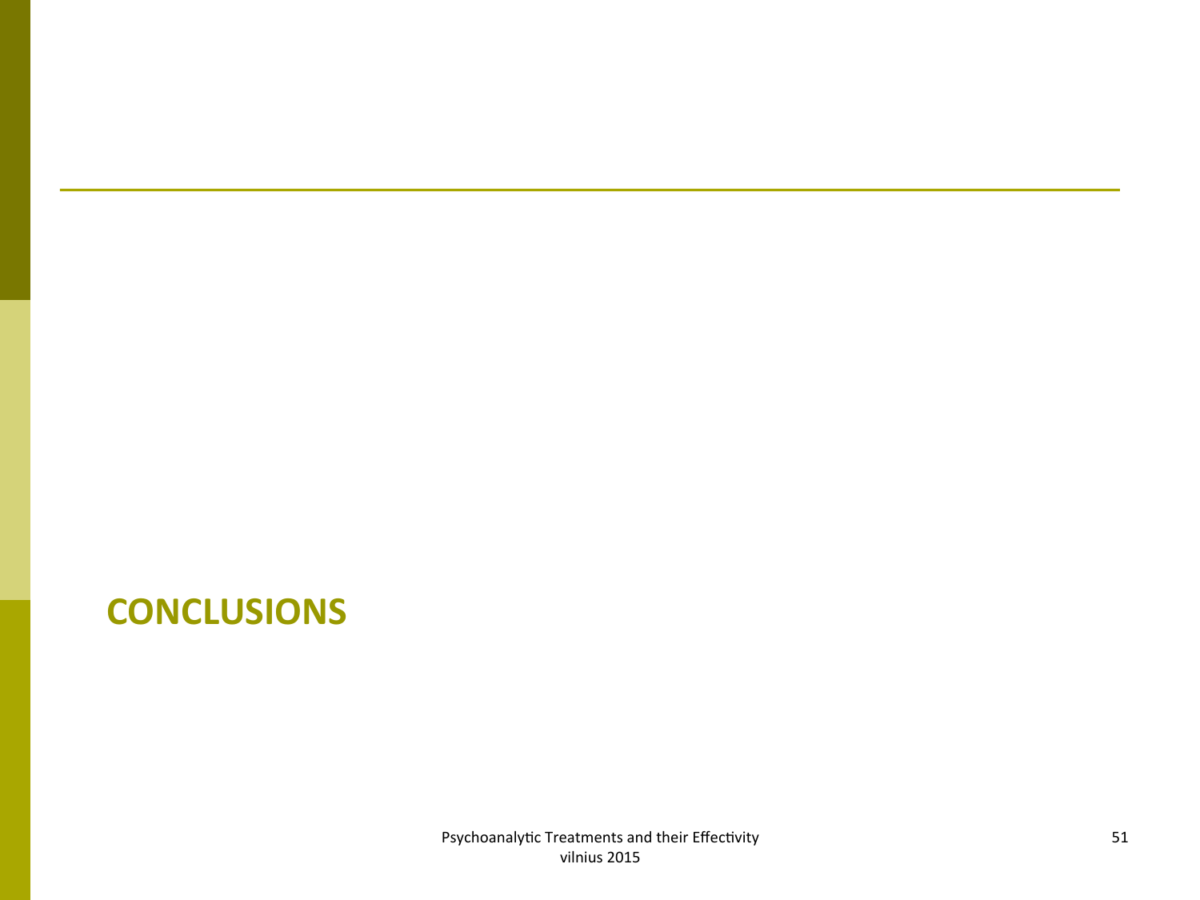# CONCLUSIONS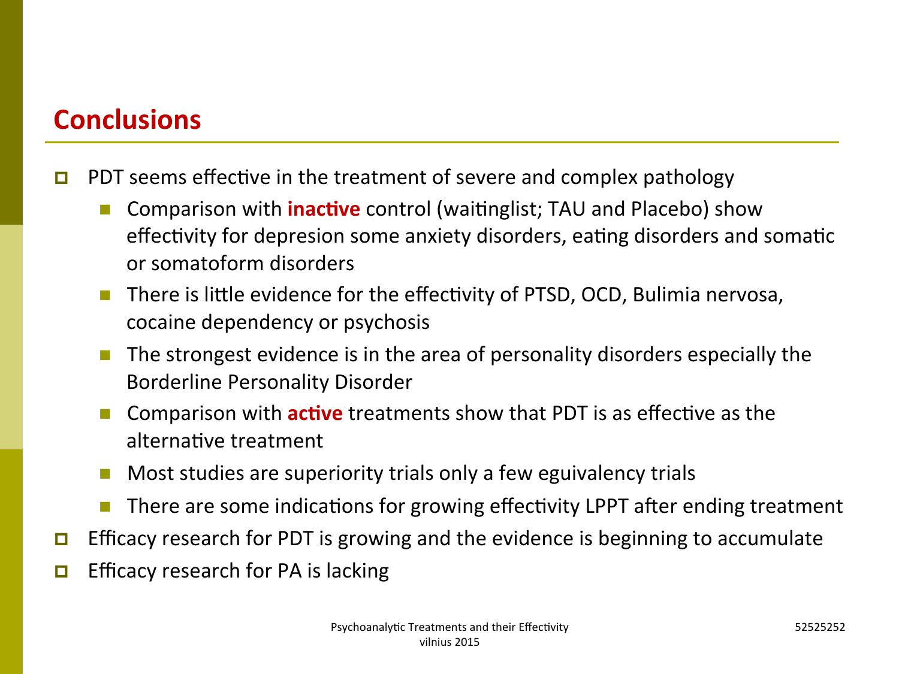## Conclusions

- PDT seems effective in the treatment of severe and complex pathology
  - Comparison with **inactive** control (waitinglist; TAU and Placebo) show effectivity for depresion some anxiety disorders, eating disorders and somatic or somatoform disorders
  - There is little evidence for the effectivity of PTSD, OCD, Bulimia nervosa, cocaine dependency or psychosis
  - The strongest evidence is in the area of personality disorders especially the Borderline Personality Disorder
  - Comparison with **active** treatments show that PDT is as effective as the alternative treatment
  - Most studies are superiority trials only a few eguivalency trials
  - There are some indications for growing effectivity LPPT after ending treatment
- Efficacy research for PDT is growing and the evidence is beginning to accumulate
- Efficacy research for PA is lacking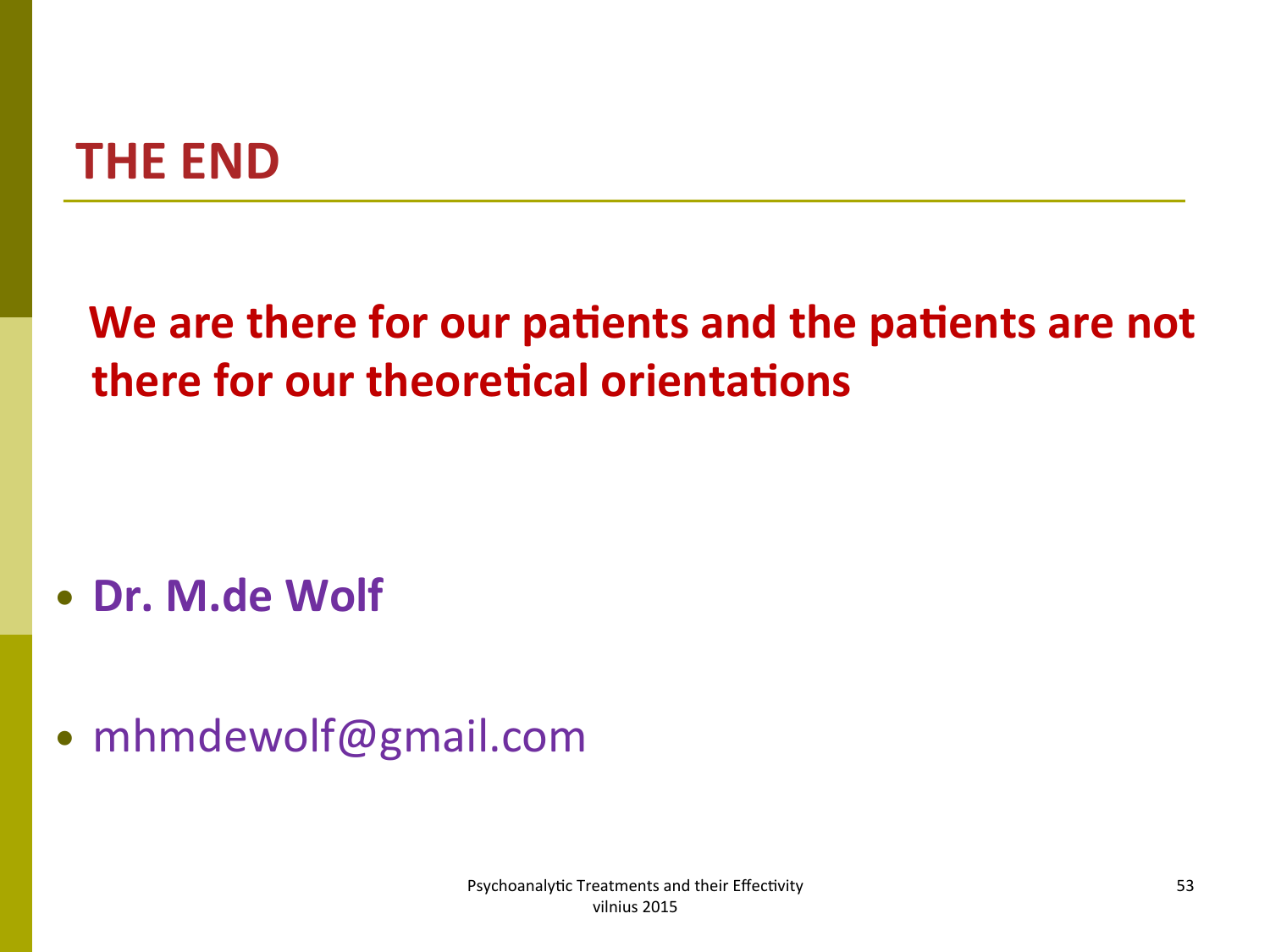# THE END

**We are there for our patients and the patients are not there for our theoretical orientations**

- **Dr. M.de Wolf**
- mhmdewolf@gmail.com